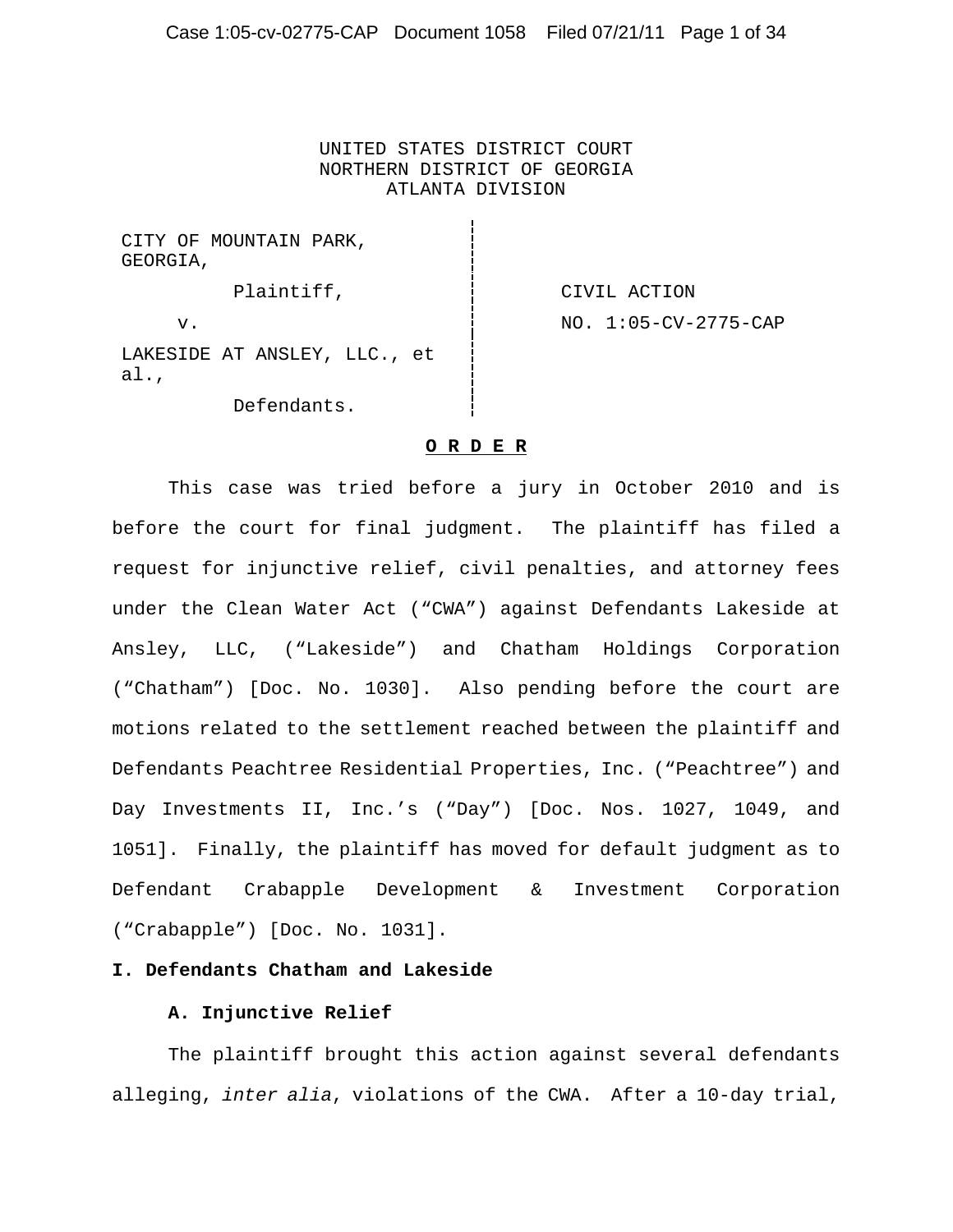UNITED STATES DISTRICT COURT
NORTHERN DISTRICT OF GEORGIA
ATLANTA DIVISION

| | |
|---|---|
| CITY OF MOUNTAIN PARK, GEORGIA,<br>Plaintiff,<br>v.<br>LAKESIDE AT ANSLEY, LLC., et al.,<br>Defendants. | CIVIL ACTION<br>NO. 1:05-CV-2775-CAP |

**O R D E R**

This case was tried before a jury in October 2010 and is before the court for final judgment. The plaintiff has filed a request for injunctive relief, civil penalties, and attorney fees under the Clean Water Act ("CWA") against Defendants Lakeside at Ansley, LLC, ("Lakeside") and Chatham Holdings Corporation ("Chatham") [Doc. No. 1030]. Also pending before the court are motions related to the settlement reached between the plaintiff and Defendants Peachtree Residential Properties, Inc. ("Peachtree") and Day Investments II, Inc.'s ("Day") [Doc. Nos. 1027, 1049, and 1051]. Finally, the plaintiff has moved for default judgment as to Defendant Crabapple Development & Investment Corporation ("Crabapple") [Doc. No. 1031].

**I. Defendants Chatham and Lakeside**

**A. Injunctive Relief**

The plaintiff brought this action against several defendants alleging, *inter alia*, violations of the CWA. After a 10-day trial,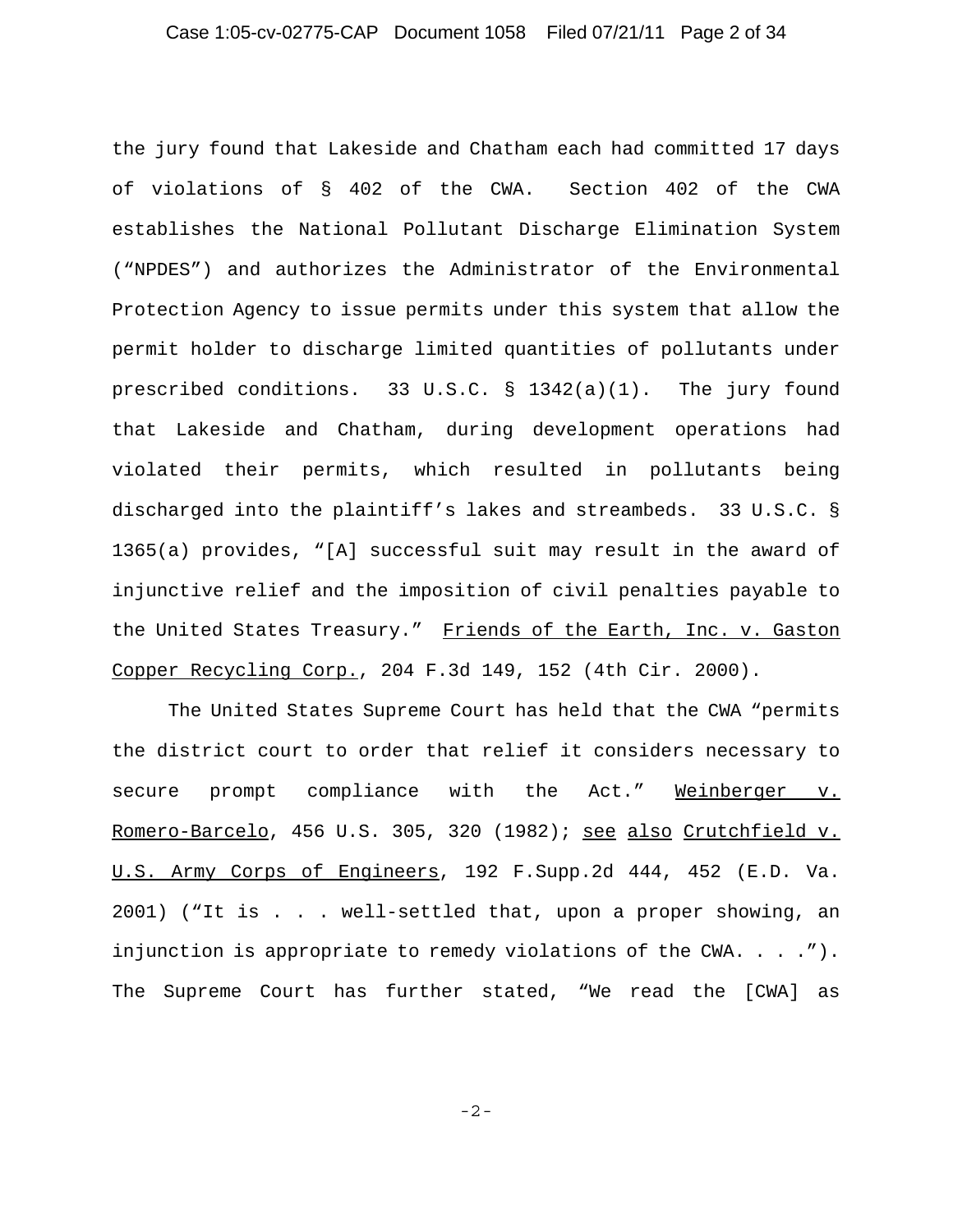the jury found that Lakeside and Chatham each had committed 17 days of violations of § 402 of the CWA. Section 402 of the CWA establishes the National Pollutant Discharge Elimination System ("NPDES") and authorizes the Administrator of the Environmental Protection Agency to issue permits under this system that allow the permit holder to discharge limited quantities of pollutants under prescribed conditions. 33 U.S.C. § 1342(a)(1). The jury found that Lakeside and Chatham, during development operations had violated their permits, which resulted in pollutants being discharged into the plaintiff's lakes and streambeds. 33 U.S.C. § 1365(a) provides, "[A] successful suit may result in the award of injunctive relief and the imposition of civil penalties payable to the United States Treasury." Friends of the Earth, Inc. v. Gaston Copper Recycling Corp., 204 F.3d 149, 152 (4th Cir. 2000).

The United States Supreme Court has held that the CWA "permits the district court to order that relief it considers necessary to secure prompt compliance with the Act." Weinberger v. Romero-Barcelo, 456 U.S. 305, 320 (1982); see also Crutchfield v. U.S. Army Corps of Engineers, 192 F.Supp.2d 444, 452 (E.D. Va. 2001) ("It is . . . well-settled that, upon a proper showing, an injunction is appropriate to remedy violations of the CWA. . . ."). The Supreme Court has further stated, "We read the [CWA] as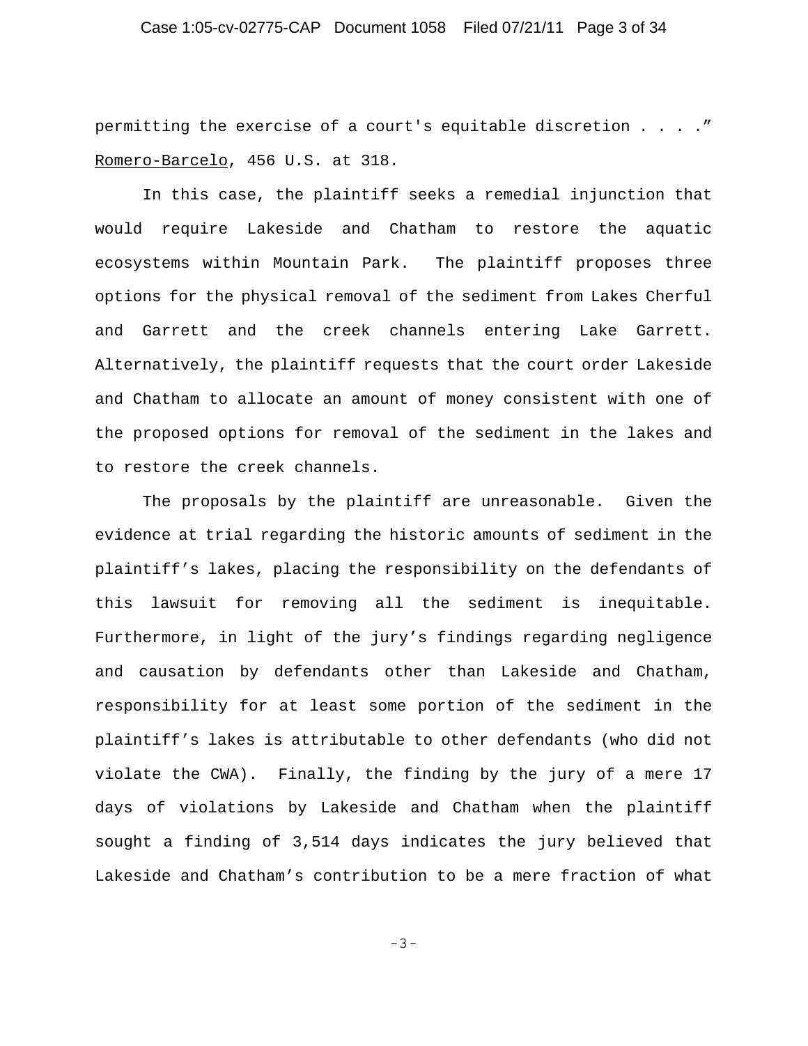permitting the exercise of a court's equitable discretion . . . ." Romero-Barcelo, 456 U.S. at 318.

In this case, the plaintiff seeks a remedial injunction that would require Lakeside and Chatham to restore the aquatic ecosystems within Mountain Park. The plaintiff proposes three options for the physical removal of the sediment from Lakes Cherful and Garrett and the creek channels entering Lake Garrett. Alternatively, the plaintiff requests that the court order Lakeside and Chatham to allocate an amount of money consistent with one of the proposed options for removal of the sediment in the lakes and to restore the creek channels.

The proposals by the plaintiff are unreasonable. Given the evidence at trial regarding the historic amounts of sediment in the plaintiff's lakes, placing the responsibility on the defendants of this lawsuit for removing all the sediment is inequitable. Furthermore, in light of the jury's findings regarding negligence and causation by defendants other than Lakeside and Chatham, responsibility for at least some portion of the sediment in the plaintiff's lakes is attributable to other defendants (who did not violate the CWA). Finally, the finding by the jury of a mere 17 days of violations by Lakeside and Chatham when the plaintiff sought a finding of 3,514 days indicates the jury believed that Lakeside and Chatham's contribution to be a mere fraction of what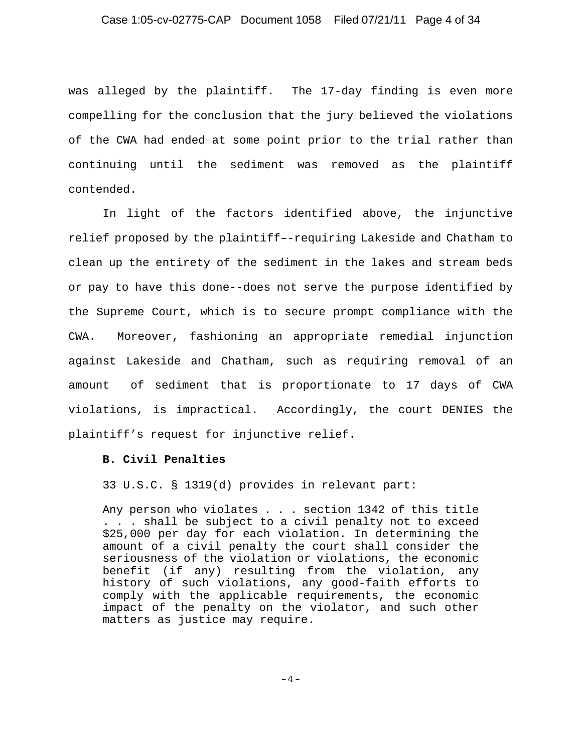was alleged by the plaintiff. The 17-day finding is even more compelling for the conclusion that the jury believed the violations of the CWA had ended at some point prior to the trial rather than continuing until the sediment was removed as the plaintiff contended.

In light of the factors identified above, the injunctive relief proposed by the plaintiff–-requiring Lakeside and Chatham to clean up the entirety of the sediment in the lakes and stream beds or pay to have this done--does not serve the purpose identified by the Supreme Court, which is to secure prompt compliance with the CWA. Moreover, fashioning an appropriate remedial injunction against Lakeside and Chatham, such as requiring removal of an amount of sediment that is proportionate to 17 days of CWA violations, is impractical. Accordingly, the court DENIES the plaintiff's request for injunctive relief.

**B. Civil Penalties**

33 U.S.C. § 1319(d) provides in relevant part:

> Any person who violates . . . section 1342 of this title . . . shall be subject to a civil penalty not to exceed $25,000 per day for each violation. In determining the amount of a civil penalty the court shall consider the seriousness of the violation or violations, the economic benefit (if any) resulting from the violation, any history of such violations, any good-faith efforts to comply with the applicable requirements, the economic impact of the penalty on the violator, and such other matters as justice may require.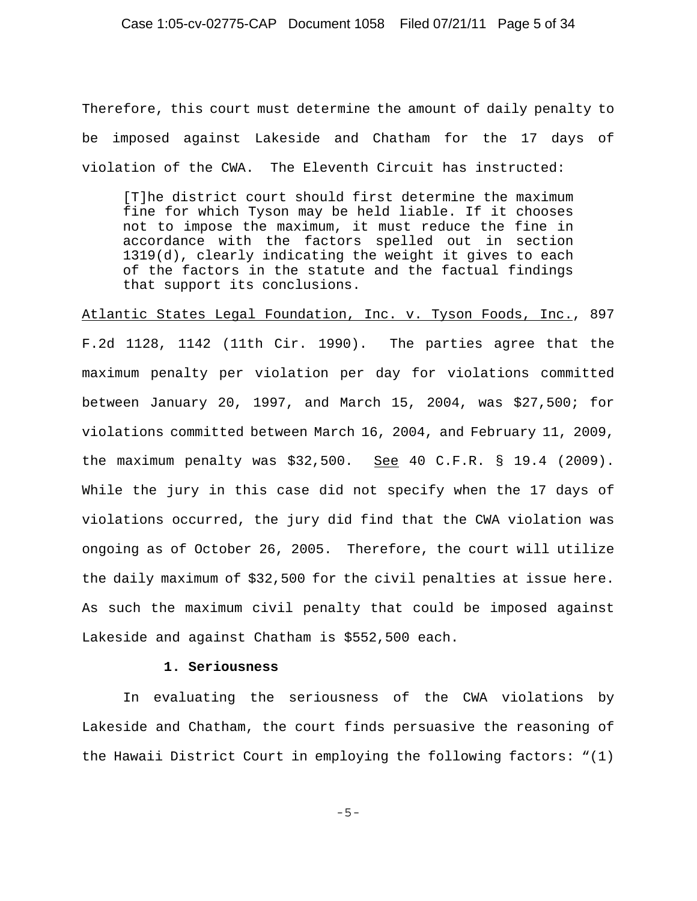Therefore, this court must determine the amount of daily penalty to be imposed against Lakeside and Chatham for the 17 days of violation of the CWA. The Eleventh Circuit has instructed:

> [T]he district court should first determine the maximum fine for which Tyson may be held liable. If it chooses not to impose the maximum, it must reduce the fine in accordance with the factors spelled out in section 1319(d), clearly indicating the weight it gives to each of the factors in the statute and the factual findings that support its conclusions.

Atlantic States Legal Foundation, Inc. v. Tyson Foods, Inc., 897 F.2d 1128, 1142 (11th Cir. 1990). The parties agree that the maximum penalty per violation per day for violations committed between January 20, 1997, and March 15, 2004, was $27,500; for violations committed between March 16, 2004, and February 11, 2009, the maximum penalty was $32,500. See 40 C.F.R. § 19.4 (2009). While the jury in this case did not specify when the 17 days of violations occurred, the jury did find that the CWA violation was ongoing as of October 26, 2005. Therefore, the court will utilize the daily maximum of $32,500 for the civil penalties at issue here. As such the maximum civil penalty that could be imposed against Lakeside and against Chatham is $552,500 each.

**1. Seriousness**

In evaluating the seriousness of the CWA violations by Lakeside and Chatham, the court finds persuasive the reasoning of the Hawaii District Court in employing the following factors: "(1)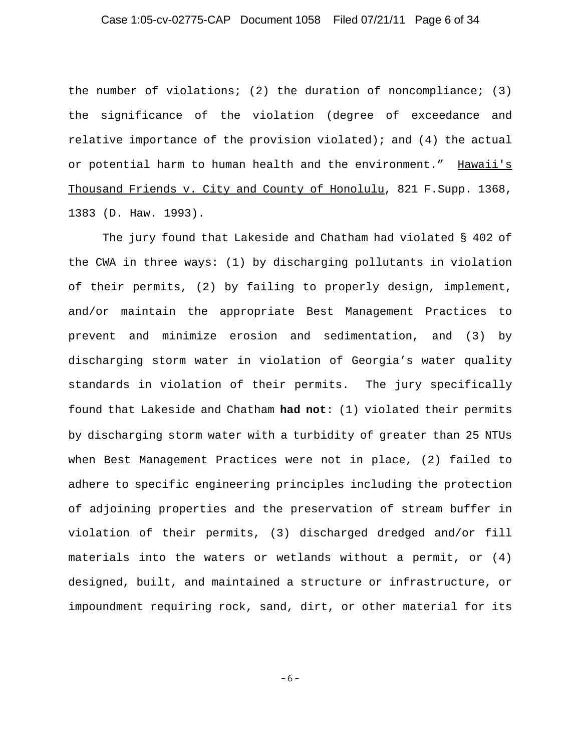the number of violations; (2) the duration of noncompliance; (3) the significance of the violation (degree of exceedance and relative importance of the provision violated); and (4) the actual or potential harm to human health and the environment." Hawaii's Thousand Friends v. City and County of Honolulu, 821 F.Supp. 1368, 1383 (D. Haw. 1993).

The jury found that Lakeside and Chatham had violated § 402 of the CWA in three ways: (1) by discharging pollutants in violation of their permits, (2) by failing to properly design, implement, and/or maintain the appropriate Best Management Practices to prevent and minimize erosion and sedimentation, and (3) by discharging storm water in violation of Georgia's water quality standards in violation of their permits. The jury specifically found that Lakeside and Chatham **had not**: (1) violated their permits by discharging storm water with a turbidity of greater than 25 NTUs when Best Management Practices were not in place, (2) failed to adhere to specific engineering principles including the protection of adjoining properties and the preservation of stream buffer in violation of their permits, (3) discharged dredged and/or fill materials into the waters or wetlands without a permit, or (4) designed, built, and maintained a structure or infrastructure, or impoundment requiring rock, sand, dirt, or other material for its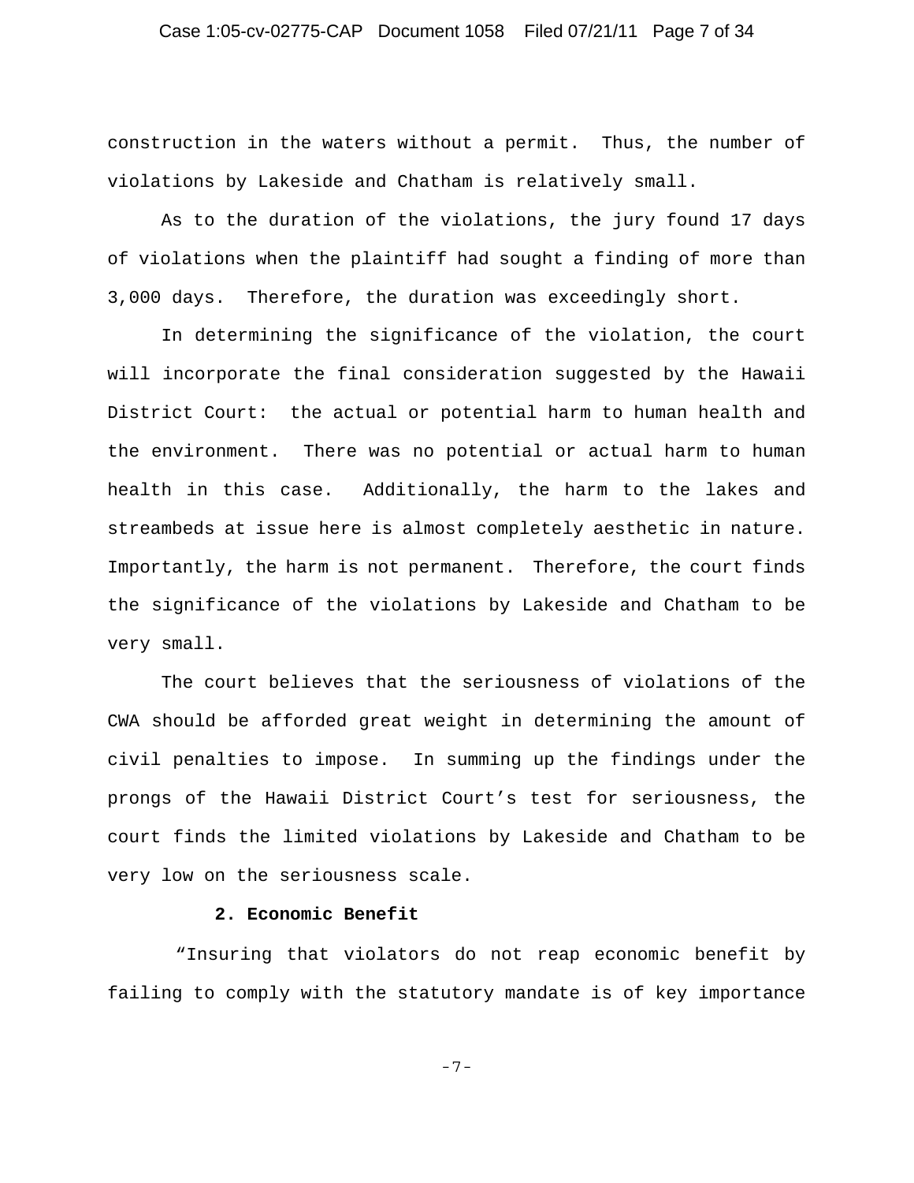construction in the waters without a permit. Thus, the number of violations by Lakeside and Chatham is relatively small.

As to the duration of the violations, the jury found 17 days of violations when the plaintiff had sought a finding of more than 3,000 days. Therefore, the duration was exceedingly short.

In determining the significance of the violation, the court will incorporate the final consideration suggested by the Hawaii District Court: the actual or potential harm to human health and the environment. There was no potential or actual harm to human health in this case. Additionally, the harm to the lakes and streambeds at issue here is almost completely aesthetic in nature. Importantly, the harm is not permanent. Therefore, the court finds the significance of the violations by Lakeside and Chatham to be very small.

The court believes that the seriousness of violations of the CWA should be afforded great weight in determining the amount of civil penalties to impose. In summing up the findings under the prongs of the Hawaii District Court's test for seriousness, the court finds the limited violations by Lakeside and Chatham to be very low on the seriousness scale.

**2. Economic Benefit**

"Insuring that violators do not reap economic benefit by failing to comply with the statutory mandate is of key importance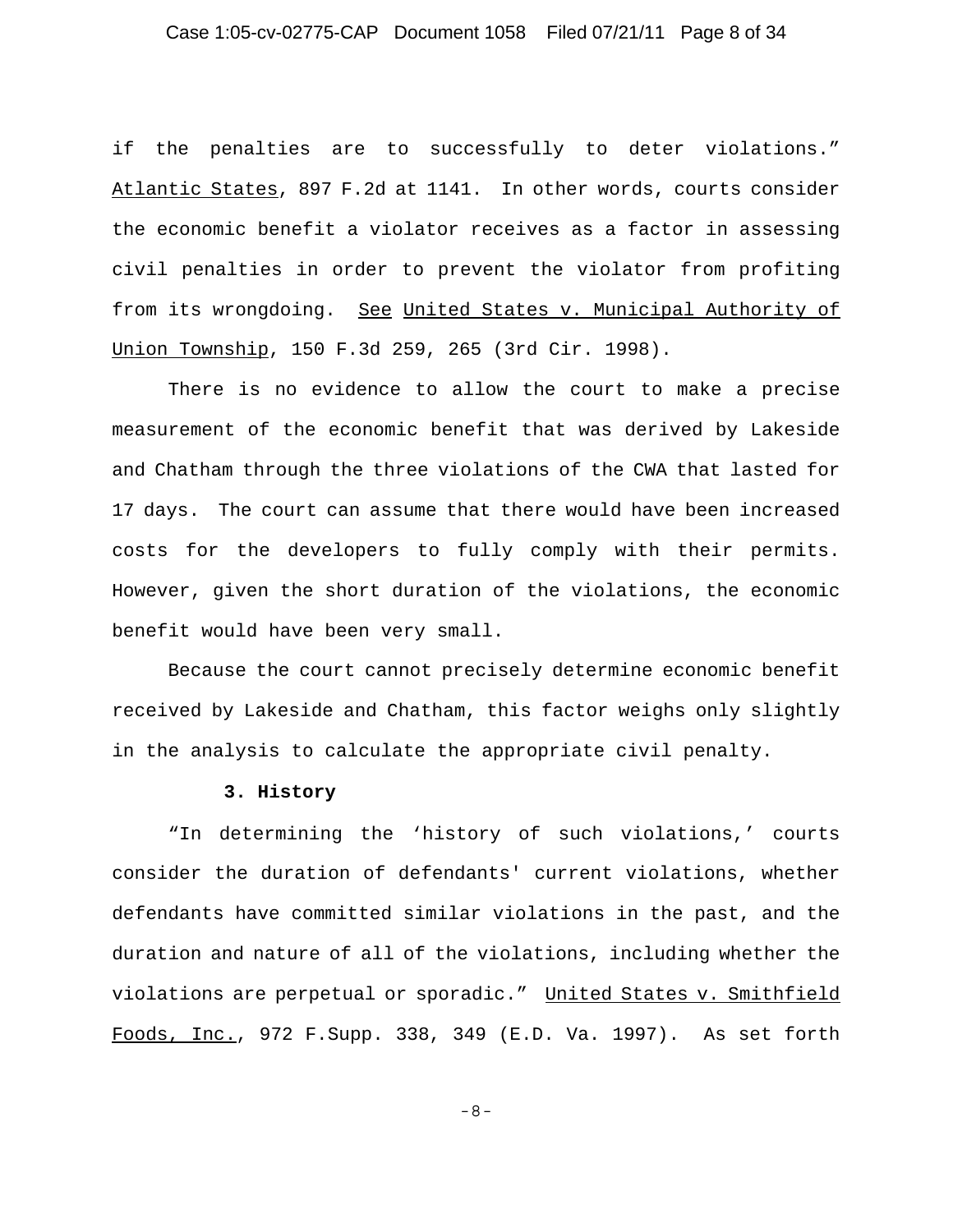if the penalties are to successfully to deter violations." Atlantic States, 897 F.2d at 1141. In other words, courts consider the economic benefit a violator receives as a factor in assessing civil penalties in order to prevent the violator from profiting from its wrongdoing. See United States v. Municipal Authority of Union Township, 150 F.3d 259, 265 (3rd Cir. 1998).

There is no evidence to allow the court to make a precise measurement of the economic benefit that was derived by Lakeside and Chatham through the three violations of the CWA that lasted for 17 days. The court can assume that there would have been increased costs for the developers to fully comply with their permits. However, given the short duration of the violations, the economic benefit would have been very small.

Because the court cannot precisely determine economic benefit received by Lakeside and Chatham, this factor weighs only slightly in the analysis to calculate the appropriate civil penalty.

**3. History**

"In determining the 'history of such violations,' courts consider the duration of defendants' current violations, whether defendants have committed similar violations in the past, and the duration and nature of all of the violations, including whether the violations are perpetual or sporadic." United States v. Smithfield Foods, Inc., 972 F.Supp. 338, 349 (E.D. Va. 1997). As set forth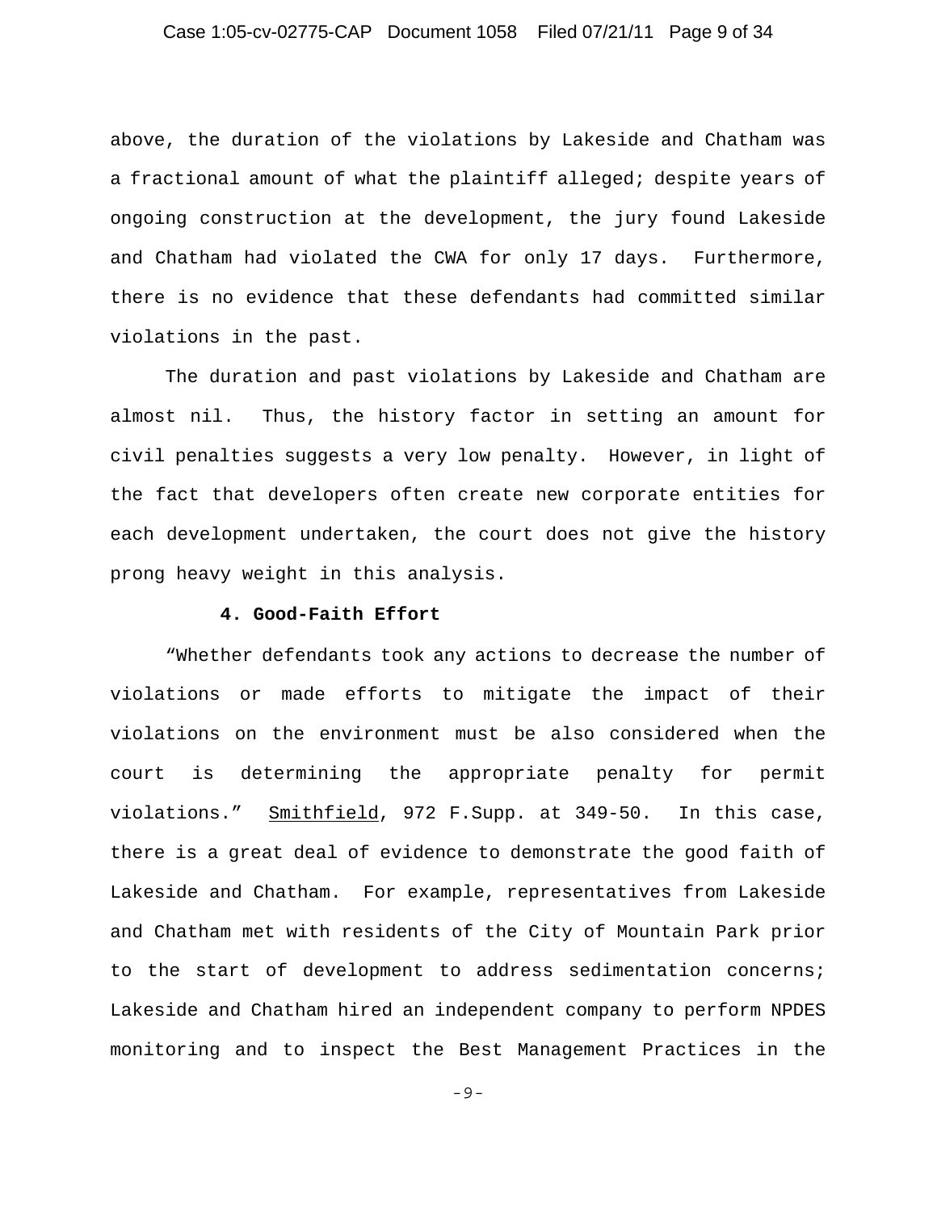above, the duration of the violations by Lakeside and Chatham was a fractional amount of what the plaintiff alleged; despite years of ongoing construction at the development, the jury found Lakeside and Chatham had violated the CWA for only 17 days. Furthermore, there is no evidence that these defendants had committed similar violations in the past.

The duration and past violations by Lakeside and Chatham are almost nil. Thus, the history factor in setting an amount for civil penalties suggests a very low penalty. However, in light of the fact that developers often create new corporate entities for each development undertaken, the court does not give the history prong heavy weight in this analysis.

**4. Good-Faith Effort**

"Whether defendants took any actions to decrease the number of violations or made efforts to mitigate the impact of their violations on the environment must be also considered when the court is determining the appropriate penalty for permit violations." Smithfield, 972 F.Supp. at 349-50. In this case, there is a great deal of evidence to demonstrate the good faith of Lakeside and Chatham. For example, representatives from Lakeside and Chatham met with residents of the City of Mountain Park prior to the start of development to address sedimentation concerns; Lakeside and Chatham hired an independent company to perform NPDES monitoring and to inspect the Best Management Practices in the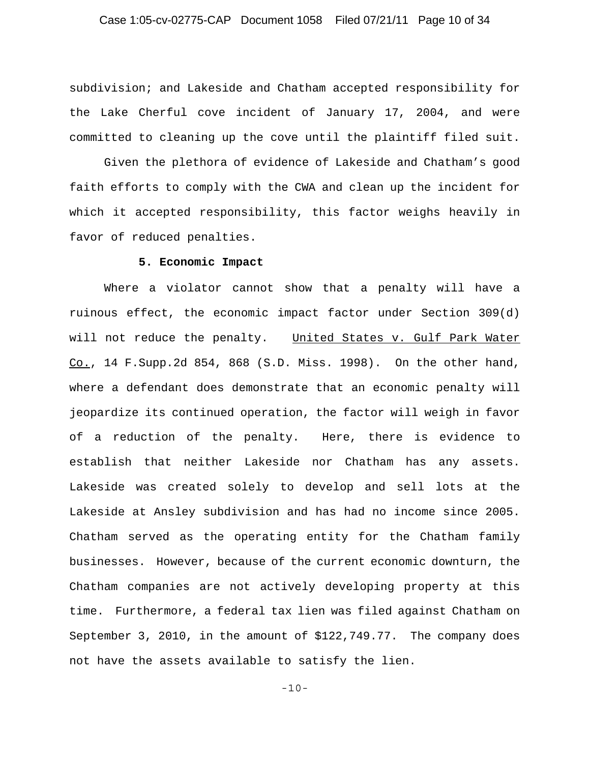subdivision; and Lakeside and Chatham accepted responsibility for the Lake Cherful cove incident of January 17, 2004, and were committed to cleaning up the cove until the plaintiff filed suit.

Given the plethora of evidence of Lakeside and Chatham's good faith efforts to comply with the CWA and clean up the incident for which it accepted responsibility, this factor weighs heavily in favor of reduced penalties.

### 5. Economic Impact

Where a violator cannot show that a penalty will have a ruinous effect, the economic impact factor under Section 309(d) will not reduce the penalty. United States v. Gulf Park Water Co., 14 F.Supp.2d 854, 868 (S.D. Miss. 1998). On the other hand, where a defendant does demonstrate that an economic penalty will jeopardize its continued operation, the factor will weigh in favor of a reduction of the penalty. Here, there is evidence to establish that neither Lakeside nor Chatham has any assets. Lakeside was created solely to develop and sell lots at the Lakeside at Ansley subdivision and has had no income since 2005. Chatham served as the operating entity for the Chatham family businesses. However, because of the current economic downturn, the Chatham companies are not actively developing property at this time. Furthermore, a federal tax lien was filed against Chatham on September 3, 2010, in the amount of $122,749.77. The company does not have the assets available to satisfy the lien.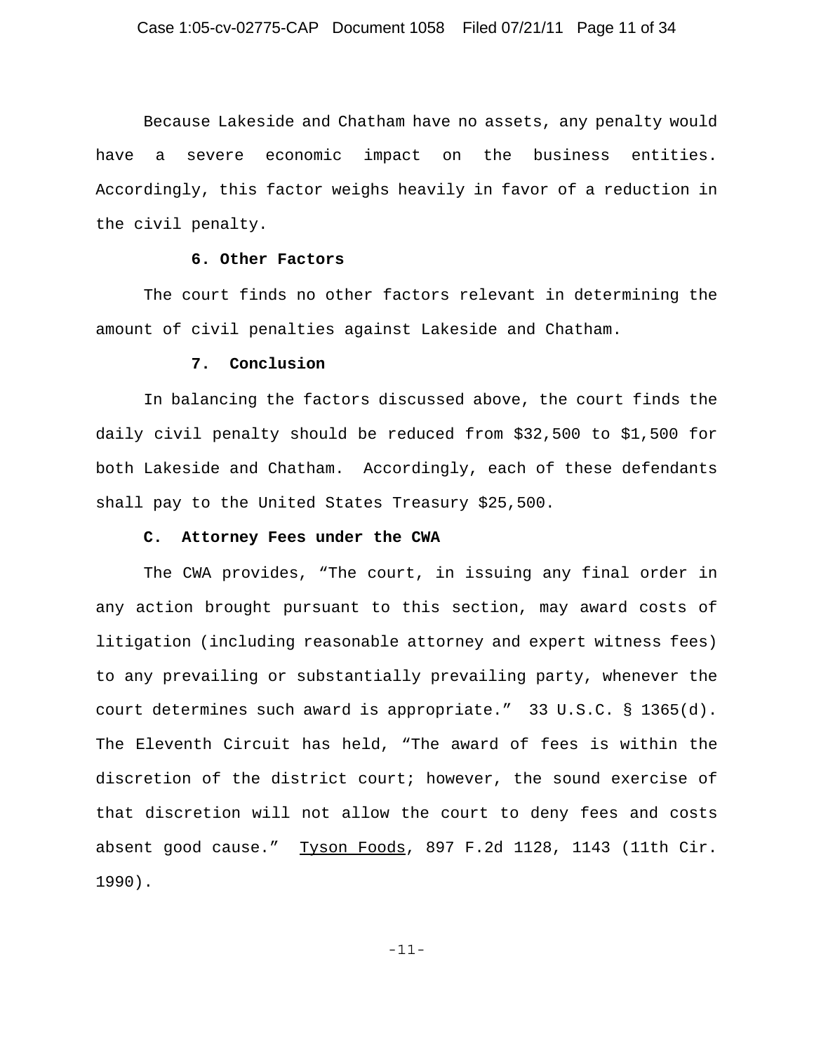Because Lakeside and Chatham have no assets, any penalty would have a severe economic impact on the business entities. Accordingly, this factor weighs heavily in favor of a reduction in the civil penalty.

**6. Other Factors**

The court finds no other factors relevant in determining the amount of civil penalties against Lakeside and Chatham.

**7. Conclusion**

In balancing the factors discussed above, the court finds the daily civil penalty should be reduced from $32,500 to $1,500 for both Lakeside and Chatham. Accordingly, each of these defendants shall pay to the United States Treasury $25,500.

**C. Attorney Fees under the CWA**

The CWA provides, "The court, in issuing any final order in any action brought pursuant to this section, may award costs of litigation (including reasonable attorney and expert witness fees) to any prevailing or substantially prevailing party, whenever the court determines such award is appropriate." 33 U.S.C. § 1365(d). The Eleventh Circuit has held, "The award of fees is within the discretion of the district court; however, the sound exercise of that discretion will not allow the court to deny fees and costs absent good cause." Tyson Foods, 897 F.2d 1128, 1143 (11th Cir. 1990).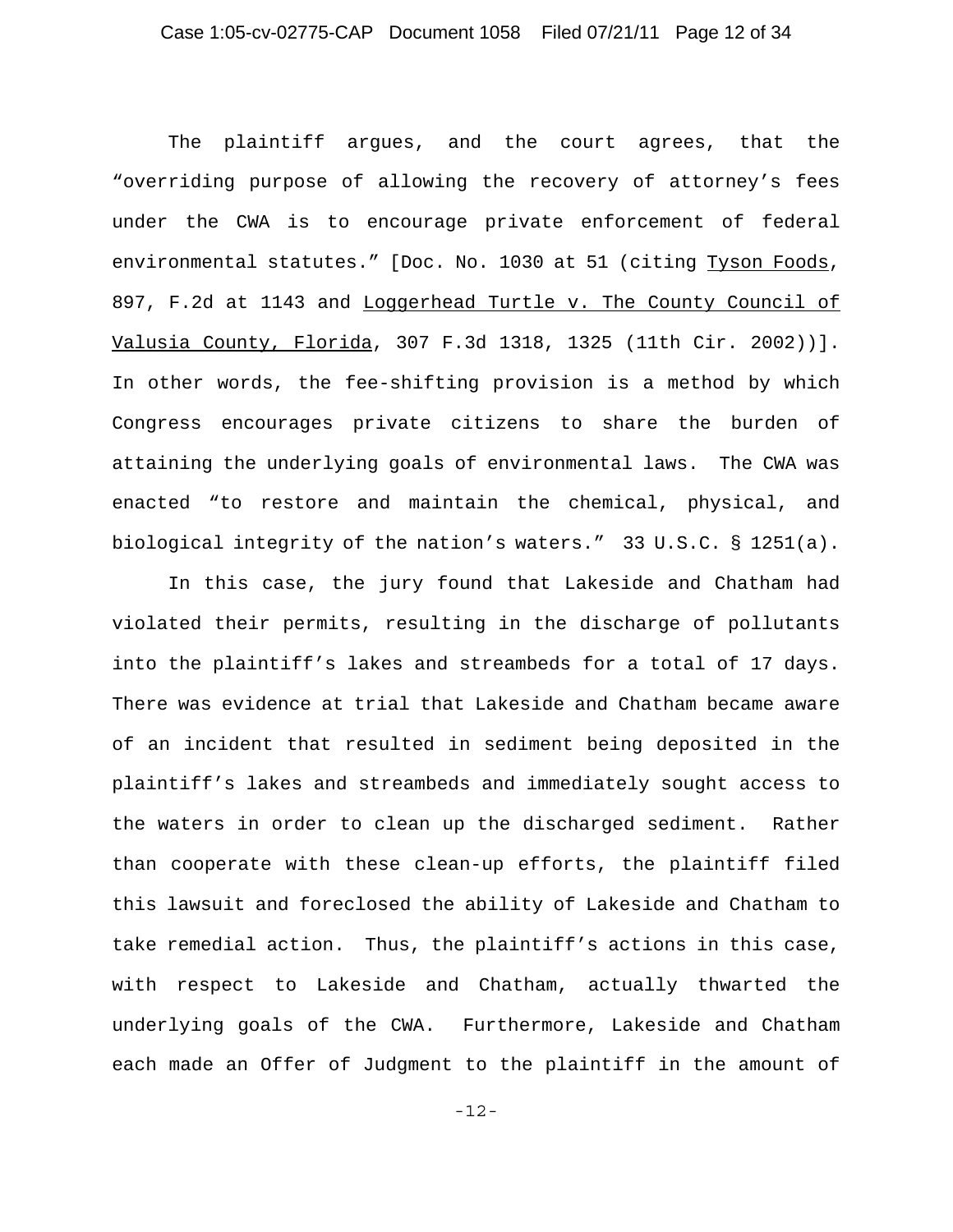The plaintiff argues, and the court agrees, that the "overriding purpose of allowing the recovery of attorney's fees under the CWA is to encourage private enforcement of federal environmental statutes." [Doc. No. 1030 at 51 (citing Tyson Foods, 897, F.2d at 1143 and Loggerhead Turtle v. The County Council of Valusia County, Florida, 307 F.3d 1318, 1325 (11th Cir. 2002))]. In other words, the fee-shifting provision is a method by which Congress encourages private citizens to share the burden of attaining the underlying goals of environmental laws. The CWA was enacted "to restore and maintain the chemical, physical, and biological integrity of the nation's waters." 33 U.S.C. § 1251(a).

In this case, the jury found that Lakeside and Chatham had violated their permits, resulting in the discharge of pollutants into the plaintiff's lakes and streambeds for a total of 17 days. There was evidence at trial that Lakeside and Chatham became aware of an incident that resulted in sediment being deposited in the plaintiff's lakes and streambeds and immediately sought access to the waters in order to clean up the discharged sediment. Rather than cooperate with these clean-up efforts, the plaintiff filed this lawsuit and foreclosed the ability of Lakeside and Chatham to take remedial action. Thus, the plaintiff's actions in this case, with respect to Lakeside and Chatham, actually thwarted the underlying goals of the CWA. Furthermore, Lakeside and Chatham each made an Offer of Judgment to the plaintiff in the amount of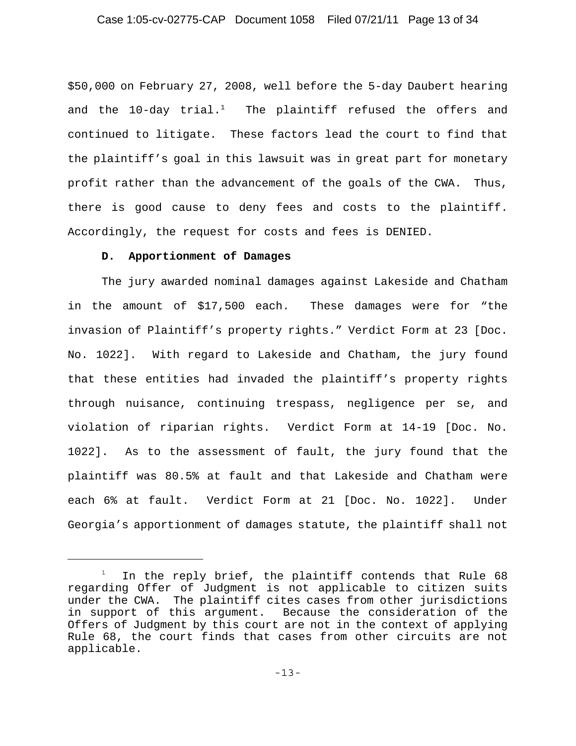$50,000 on February 27, 2008, well before the 5-day Daubert hearing and the 10-day trial.[1] The plaintiff refused the offers and continued to litigate. These factors lead the court to find that the plaintiff's goal in this lawsuit was in great part for monetary profit rather than the advancement of the goals of the CWA. Thus, there is good cause to deny fees and costs to the plaintiff. Accordingly, the request for costs and fees is DENIED.

**D. Apportionment of Damages**

The jury awarded nominal damages against Lakeside and Chatham in the amount of $17,500 each. These damages were for "the invasion of Plaintiff's property rights." Verdict Form at 23 [Doc. No. 1022]. With regard to Lakeside and Chatham, the jury found that these entities had invaded the plaintiff's property rights through nuisance, continuing trespass, negligence per se, and violation of riparian rights. Verdict Form at 14-19 [Doc. No. 1022]. As to the assessment of fault, the jury found that the plaintiff was 80.5% at fault and that Lakeside and Chatham were each 6% at fault. Verdict Form at 21 [Doc. No. 1022]. Under Georgia's apportionment of damages statute, the plaintiff shall not

---

[1] In the reply brief, the plaintiff contends that Rule 68 regarding Offer of Judgment is not applicable to citizen suits under the CWA. The plaintiff cites cases from other jurisdictions in support of this argument. Because the consideration of the Offers of Judgment by this court are not in the context of applying Rule 68, the court finds that cases from other circuits are not applicable.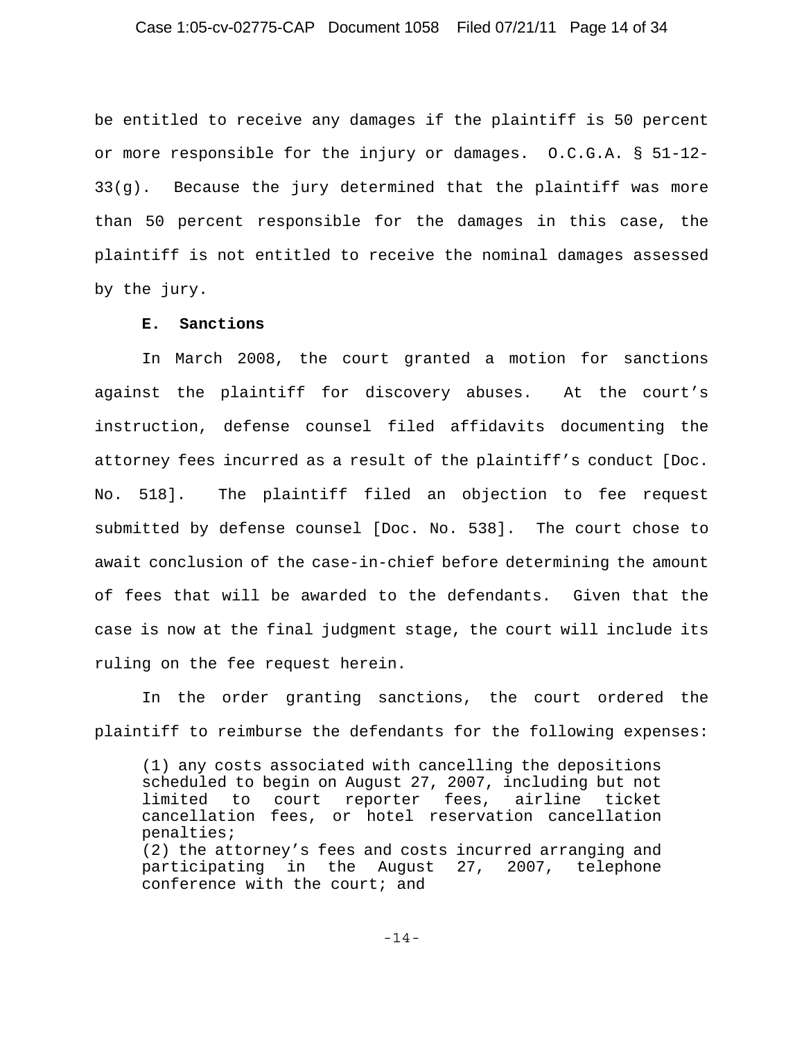be entitled to receive any damages if the plaintiff is 50 percent or more responsible for the injury or damages. O.C.G.A. § 51-12-33(g). Because the jury determined that the plaintiff was more than 50 percent responsible for the damages in this case, the plaintiff is not entitled to receive the nominal damages assessed by the jury.

**E. Sanctions**

In March 2008, the court granted a motion for sanctions against the plaintiff for discovery abuses. At the court's instruction, defense counsel filed affidavits documenting the attorney fees incurred as a result of the plaintiff's conduct [Doc. No. 518]. The plaintiff filed an objection to fee request submitted by defense counsel [Doc. No. 538]. The court chose to await conclusion of the case-in-chief before determining the amount of fees that will be awarded to the defendants. Given that the case is now at the final judgment stage, the court will include its ruling on the fee request herein.

In the order granting sanctions, the court ordered the plaintiff to reimburse the defendants for the following expenses:

> (1) any costs associated with cancelling the depositions scheduled to begin on August 27, 2007, including but not limited to court reporter fees, airline ticket cancellation fees, or hotel reservation cancellation penalties;
> (2) the attorney's fees and costs incurred arranging and participating in the August 27, 2007, telephone conference with the court; and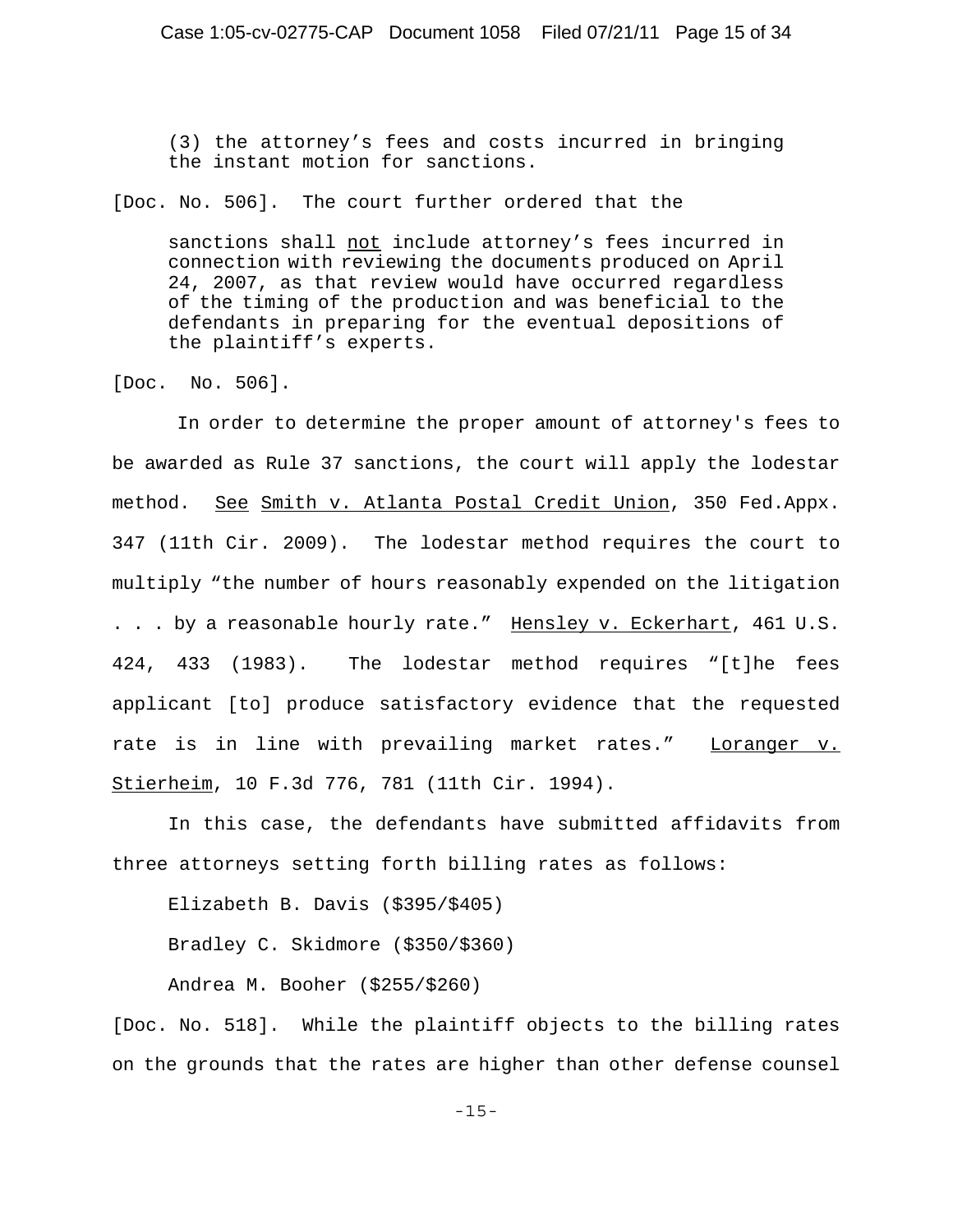> (3) the attorney's fees and costs incurred in bringing the instant motion for sanctions.

[Doc. No. 506]. The court further ordered that the

> sanctions shall <u>not</u> include attorney's fees incurred in connection with reviewing the documents produced on April 24, 2007, as that review would have occurred regardless of the timing of the production and was beneficial to the defendants in preparing for the eventual depositions of the plaintiff's experts.

[Doc. No. 506].

In order to determine the proper amount of attorney's fees to be awarded as Rule 37 sanctions, the court will apply the lodestar method. <u>See</u> <u>Smith v. Atlanta Postal Credit Union</u>, 350 Fed.Appx. 347 (11th Cir. 2009). The lodestar method requires the court to multiply "the number of hours reasonably expended on the litigation . . . by a reasonable hourly rate." <u>Hensley v. Eckerhart</u>, 461 U.S. 424, 433 (1983). The lodestar method requires "[t]he fees applicant [to] produce satisfactory evidence that the requested rate is in line with prevailing market rates." <u>Loranger v. Stierheim</u>, 10 F.3d 776, 781 (11th Cir. 1994).

In this case, the defendants have submitted affidavits from three attorneys setting forth billing rates as follows:

Elizabeth B. Davis ($395/$405)

Bradley C. Skidmore ($350/$360)

Andrea M. Booher ($255/$260)

[Doc. No. 518]. While the plaintiff objects to the billing rates on the grounds that the rates are higher than other defense counsel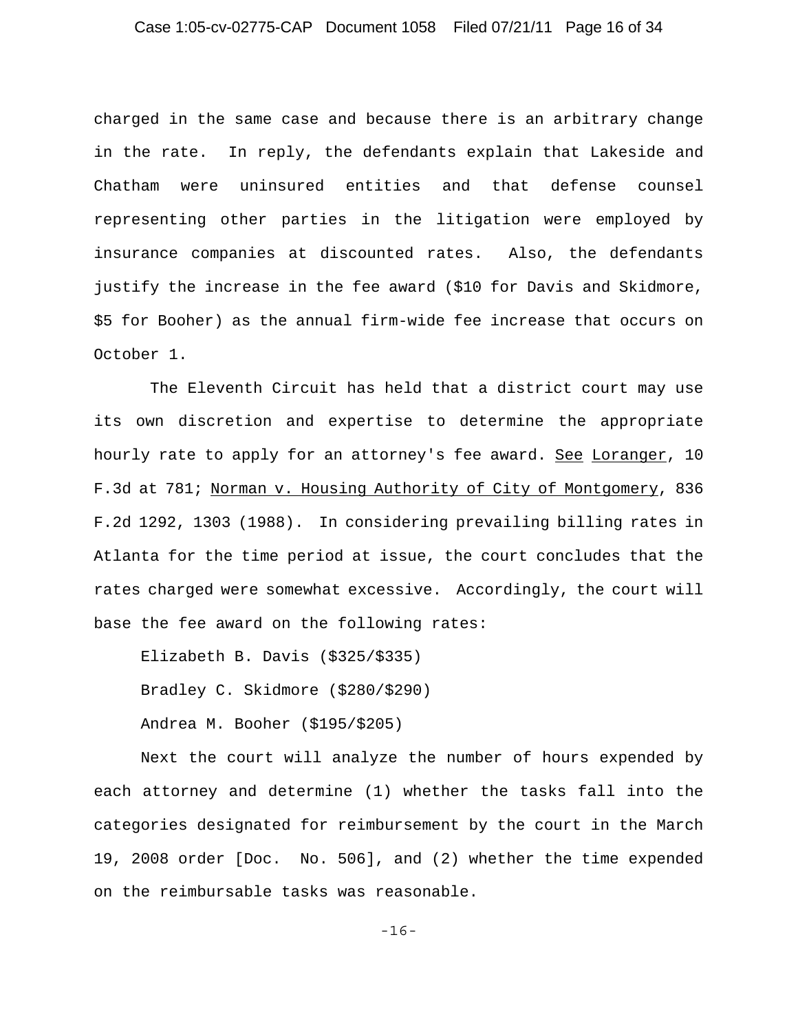charged in the same case and because there is an arbitrary change in the rate. In reply, the defendants explain that Lakeside and Chatham were uninsured entities and that defense counsel representing other parties in the litigation were employed by insurance companies at discounted rates. Also, the defendants justify the increase in the fee award ($10 for Davis and Skidmore, $5 for Booher) as the annual firm-wide fee increase that occurs on October 1.

The Eleventh Circuit has held that a district court may use its own discretion and expertise to determine the appropriate hourly rate to apply for an attorney's fee award. See Loranger, 10 F.3d at 781; Norman v. Housing Authority of City of Montgomery, 836 F.2d 1292, 1303 (1988). In considering prevailing billing rates in Atlanta for the time period at issue, the court concludes that the rates charged were somewhat excessive. Accordingly, the court will base the fee award on the following rates:

Elizabeth B. Davis ($325/$335)

Bradley C. Skidmore ($280/$290)

Andrea M. Booher ($195/$205)

Next the court will analyze the number of hours expended by each attorney and determine (1) whether the tasks fall into the categories designated for reimbursement by the court in the March 19, 2008 order [Doc. No. 506], and (2) whether the time expended on the reimbursable tasks was reasonable.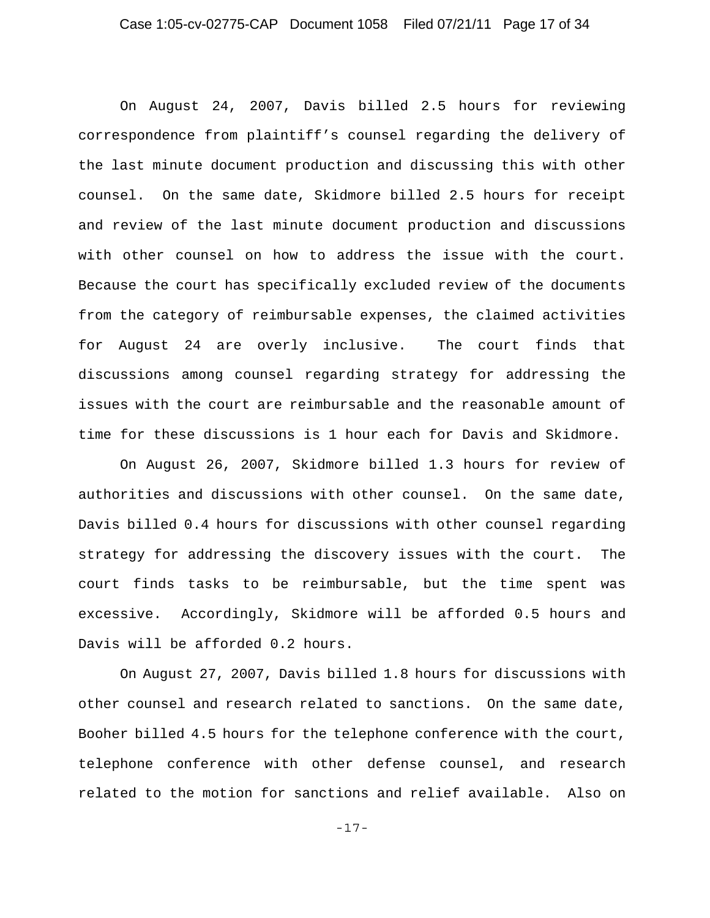On August 24, 2007, Davis billed 2.5 hours for reviewing correspondence from plaintiff's counsel regarding the delivery of the last minute document production and discussing this with other counsel. On the same date, Skidmore billed 2.5 hours for receipt and review of the last minute document production and discussions with other counsel on how to address the issue with the court. Because the court has specifically excluded review of the documents from the category of reimbursable expenses, the claimed activities for August 24 are overly inclusive. The court finds that discussions among counsel regarding strategy for addressing the issues with the court are reimbursable and the reasonable amount of time for these discussions is 1 hour each for Davis and Skidmore.

On August 26, 2007, Skidmore billed 1.3 hours for review of authorities and discussions with other counsel. On the same date, Davis billed 0.4 hours for discussions with other counsel regarding strategy for addressing the discovery issues with the court. The court finds tasks to be reimbursable, but the time spent was excessive. Accordingly, Skidmore will be afforded 0.5 hours and Davis will be afforded 0.2 hours.

On August 27, 2007, Davis billed 1.8 hours for discussions with other counsel and research related to sanctions. On the same date, Booher billed 4.5 hours for the telephone conference with the court, telephone conference with other defense counsel, and research related to the motion for sanctions and relief available. Also on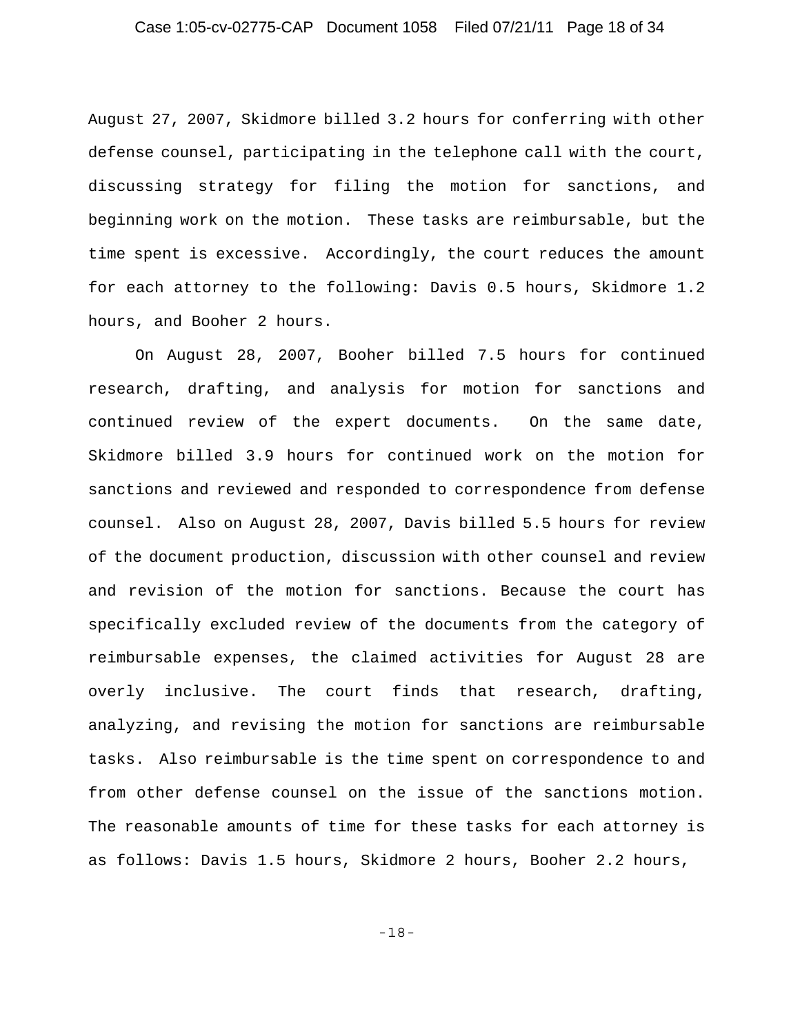August 27, 2007, Skidmore billed 3.2 hours for conferring with other defense counsel, participating in the telephone call with the court, discussing strategy for filing the motion for sanctions, and beginning work on the motion. These tasks are reimbursable, but the time spent is excessive. Accordingly, the court reduces the amount for each attorney to the following: Davis 0.5 hours, Skidmore 1.2 hours, and Booher 2 hours.

On August 28, 2007, Booher billed 7.5 hours for continued research, drafting, and analysis for motion for sanctions and continued review of the expert documents. On the same date, Skidmore billed 3.9 hours for continued work on the motion for sanctions and reviewed and responded to correspondence from defense counsel. Also on August 28, 2007, Davis billed 5.5 hours for review of the document production, discussion with other counsel and review and revision of the motion for sanctions. Because the court has specifically excluded review of the documents from the category of reimbursable expenses, the claimed activities for August 28 are overly inclusive. The court finds that research, drafting, analyzing, and revising the motion for sanctions are reimbursable tasks. Also reimbursable is the time spent on correspondence to and from other defense counsel on the issue of the sanctions motion. The reasonable amounts of time for these tasks for each attorney is as follows: Davis 1.5 hours, Skidmore 2 hours, Booher 2.2 hours,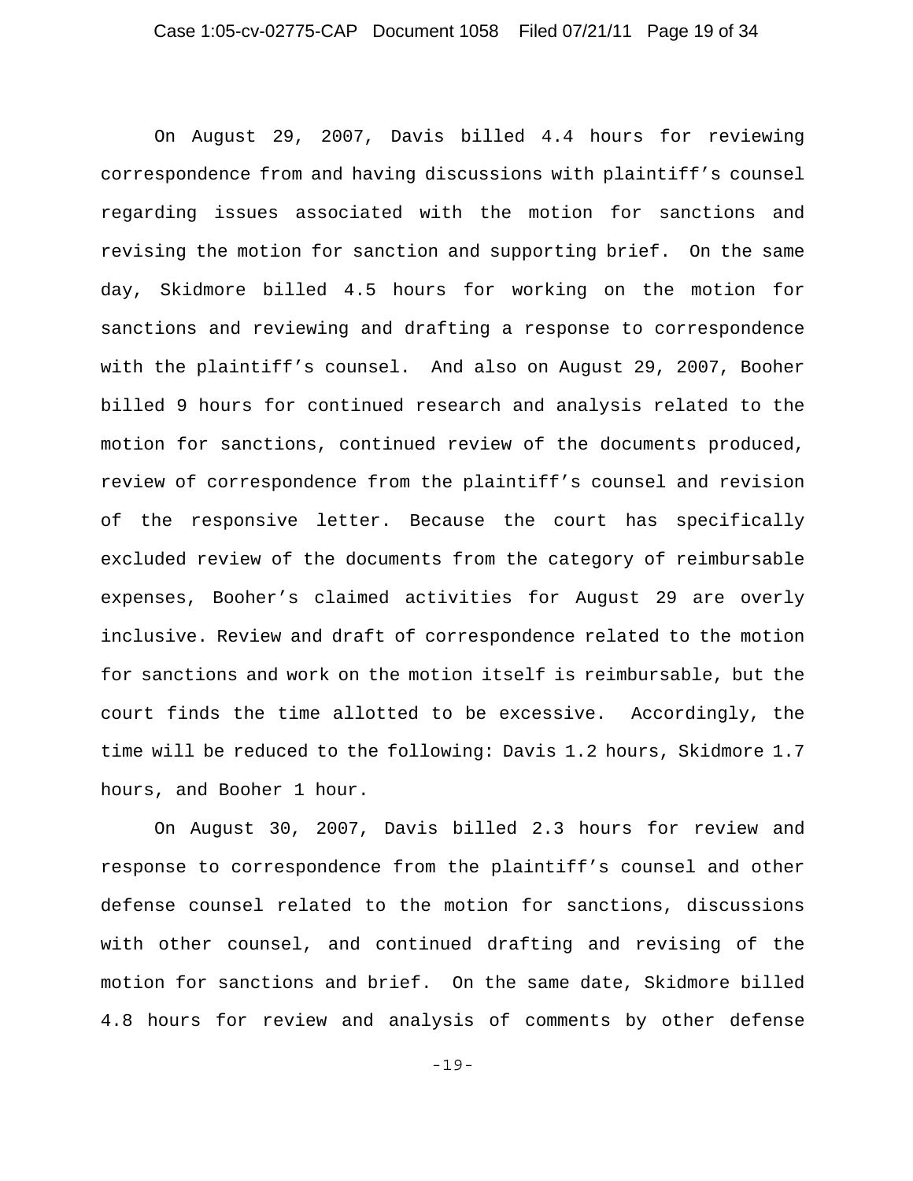On August 29, 2007, Davis billed 4.4 hours for reviewing correspondence from and having discussions with plaintiff's counsel regarding issues associated with the motion for sanctions and revising the motion for sanction and supporting brief. On the same day, Skidmore billed 4.5 hours for working on the motion for sanctions and reviewing and drafting a response to correspondence with the plaintiff's counsel. And also on August 29, 2007, Booher billed 9 hours for continued research and analysis related to the motion for sanctions, continued review of the documents produced, review of correspondence from the plaintiff's counsel and revision of the responsive letter. Because the court has specifically excluded review of the documents from the category of reimbursable expenses, Booher's claimed activities for August 29 are overly inclusive. Review and draft of correspondence related to the motion for sanctions and work on the motion itself is reimbursable, but the court finds the time allotted to be excessive. Accordingly, the time will be reduced to the following: Davis 1.2 hours, Skidmore 1.7 hours, and Booher 1 hour.

On August 30, 2007, Davis billed 2.3 hours for review and response to correspondence from the plaintiff's counsel and other defense counsel related to the motion for sanctions, discussions with other counsel, and continued drafting and revising of the motion for sanctions and brief. On the same date, Skidmore billed 4.8 hours for review and analysis of comments by other defense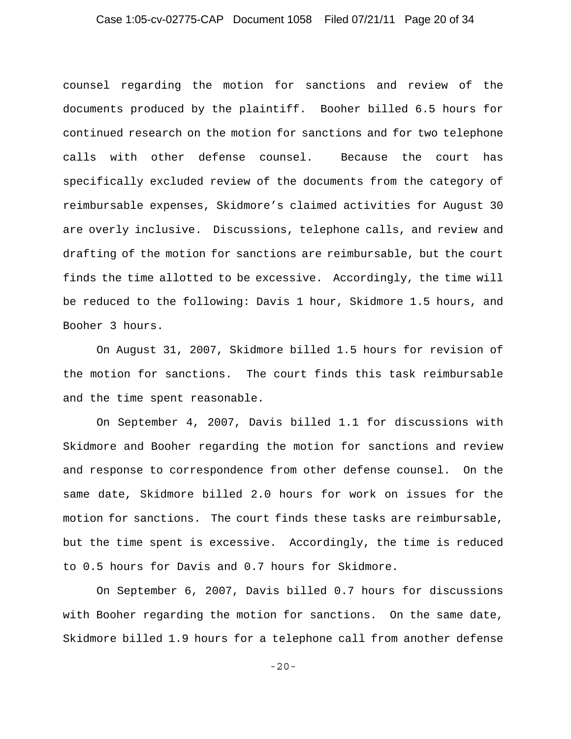counsel regarding the motion for sanctions and review of the documents produced by the plaintiff. Booher billed 6.5 hours for continued research on the motion for sanctions and for two telephone calls with other defense counsel. Because the court has specifically excluded review of the documents from the category of reimbursable expenses, Skidmore's claimed activities for August 30 are overly inclusive. Discussions, telephone calls, and review and drafting of the motion for sanctions are reimbursable, but the court finds the time allotted to be excessive. Accordingly, the time will be reduced to the following: Davis 1 hour, Skidmore 1.5 hours, and Booher 3 hours.

On August 31, 2007, Skidmore billed 1.5 hours for revision of the motion for sanctions. The court finds this task reimbursable and the time spent reasonable.

On September 4, 2007, Davis billed 1.1 for discussions with Skidmore and Booher regarding the motion for sanctions and review and response to correspondence from other defense counsel. On the same date, Skidmore billed 2.0 hours for work on issues for the motion for sanctions. The court finds these tasks are reimbursable, but the time spent is excessive. Accordingly, the time is reduced to 0.5 hours for Davis and 0.7 hours for Skidmore.

On September 6, 2007, Davis billed 0.7 hours for discussions with Booher regarding the motion for sanctions. On the same date, Skidmore billed 1.9 hours for a telephone call from another defense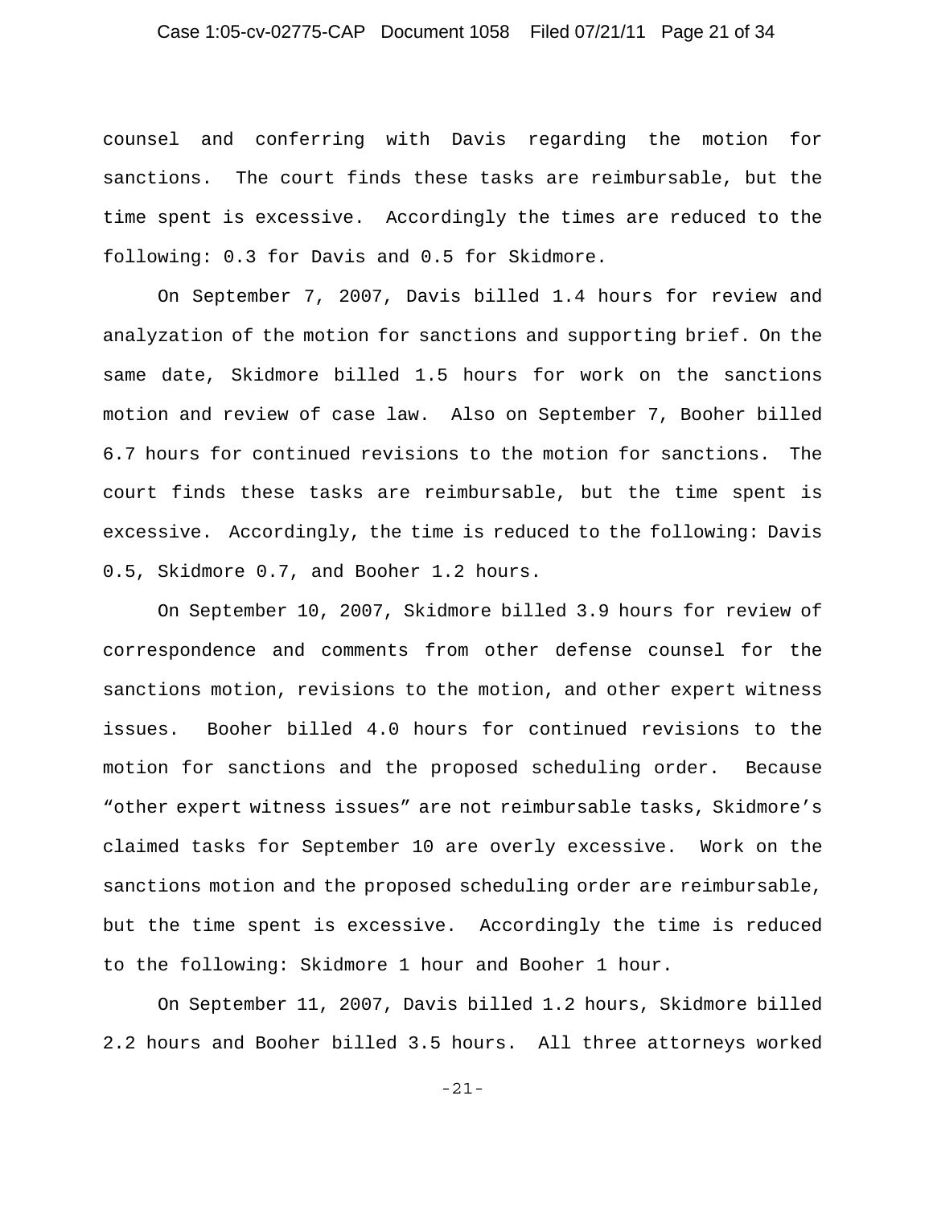counsel and conferring with Davis regarding the motion for sanctions. The court finds these tasks are reimbursable, but the time spent is excessive. Accordingly the times are reduced to the following: 0.3 for Davis and 0.5 for Skidmore.

On September 7, 2007, Davis billed 1.4 hours for review and analyzation of the motion for sanctions and supporting brief. On the same date, Skidmore billed 1.5 hours for work on the sanctions motion and review of case law. Also on September 7, Booher billed 6.7 hours for continued revisions to the motion for sanctions. The court finds these tasks are reimbursable, but the time spent is excessive. Accordingly, the time is reduced to the following: Davis 0.5, Skidmore 0.7, and Booher 1.2 hours.

On September 10, 2007, Skidmore billed 3.9 hours for review of correspondence and comments from other defense counsel for the sanctions motion, revisions to the motion, and other expert witness issues. Booher billed 4.0 hours for continued revisions to the motion for sanctions and the proposed scheduling order. Because "other expert witness issues" are not reimbursable tasks, Skidmore's claimed tasks for September 10 are overly excessive. Work on the sanctions motion and the proposed scheduling order are reimbursable, but the time spent is excessive. Accordingly the time is reduced to the following: Skidmore 1 hour and Booher 1 hour.

On September 11, 2007, Davis billed 1.2 hours, Skidmore billed 2.2 hours and Booher billed 3.5 hours. All three attorneys worked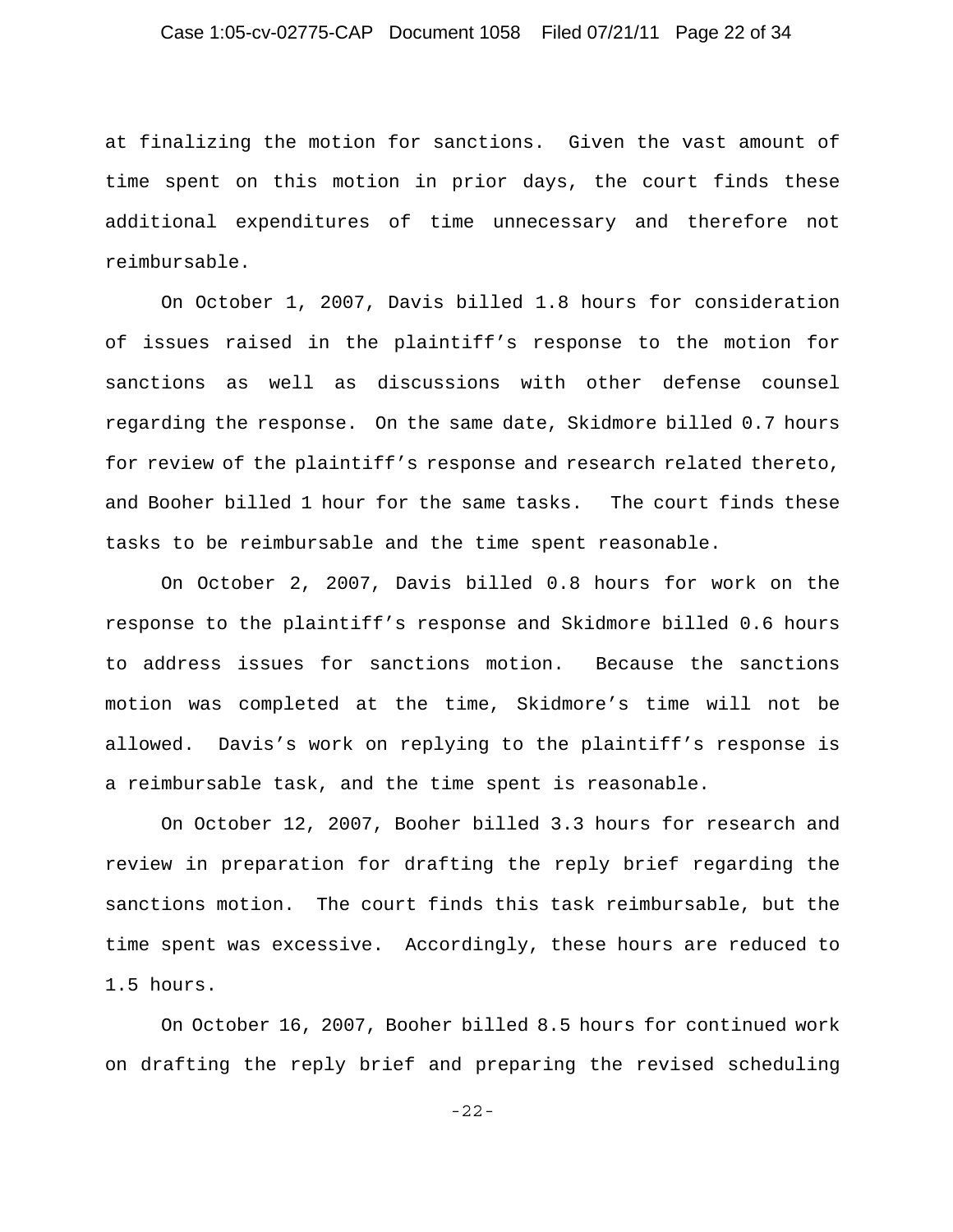at finalizing the motion for sanctions. Given the vast amount of time spent on this motion in prior days, the court finds these additional expenditures of time unnecessary and therefore not reimbursable.

On October 1, 2007, Davis billed 1.8 hours for consideration of issues raised in the plaintiff's response to the motion for sanctions as well as discussions with other defense counsel regarding the response. On the same date, Skidmore billed 0.7 hours for review of the plaintiff's response and research related thereto, and Booher billed 1 hour for the same tasks. The court finds these tasks to be reimbursable and the time spent reasonable.

On October 2, 2007, Davis billed 0.8 hours for work on the response to the plaintiff's response and Skidmore billed 0.6 hours to address issues for sanctions motion. Because the sanctions motion was completed at the time, Skidmore's time will not be allowed. Davis's work on replying to the plaintiff's response is a reimbursable task, and the time spent is reasonable.

On October 12, 2007, Booher billed 3.3 hours for research and review in preparation for drafting the reply brief regarding the sanctions motion. The court finds this task reimbursable, but the time spent was excessive. Accordingly, these hours are reduced to 1.5 hours.

On October 16, 2007, Booher billed 8.5 hours for continued work on drafting the reply brief and preparing the revised scheduling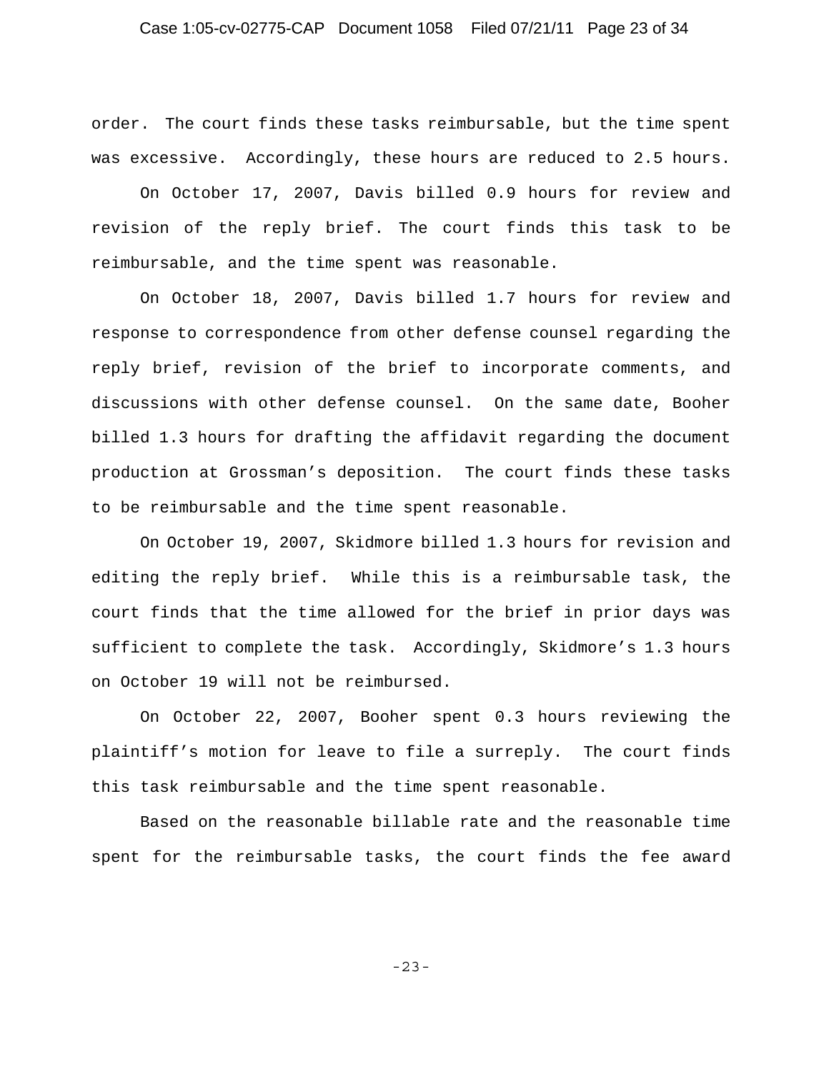order. The court finds these tasks reimbursable, but the time spent was excessive. Accordingly, these hours are reduced to 2.5 hours.

On October 17, 2007, Davis billed 0.9 hours for review and revision of the reply brief. The court finds this task to be reimbursable, and the time spent was reasonable.

On October 18, 2007, Davis billed 1.7 hours for review and response to correspondence from other defense counsel regarding the reply brief, revision of the brief to incorporate comments, and discussions with other defense counsel. On the same date, Booher billed 1.3 hours for drafting the affidavit regarding the document production at Grossman's deposition. The court finds these tasks to be reimbursable and the time spent reasonable.

On October 19, 2007, Skidmore billed 1.3 hours for revision and editing the reply brief. While this is a reimbursable task, the court finds that the time allowed for the brief in prior days was sufficient to complete the task. Accordingly, Skidmore's 1.3 hours on October 19 will not be reimbursed.

On October 22, 2007, Booher spent 0.3 hours reviewing the plaintiff's motion for leave to file a surreply. The court finds this task reimbursable and the time spent reasonable.

Based on the reasonable billable rate and the reasonable time spent for the reimbursable tasks, the court finds the fee award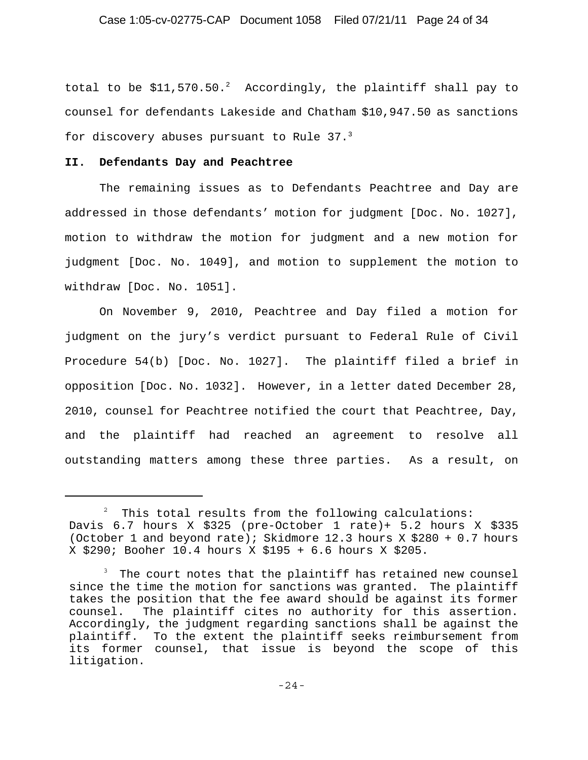total to be $11,570.50.[2] Accordingly, the plaintiff shall pay to counsel for defendants Lakeside and Chatham $10,947.50 as sanctions for discovery abuses pursuant to Rule 37.[3]

## II. Defendants Day and Peachtree

The remaining issues as to Defendants Peachtree and Day are addressed in those defendants' motion for judgment [Doc. No. 1027], motion to withdraw the motion for judgment and a new motion for judgment [Doc. No. 1049], and motion to supplement the motion to withdraw [Doc. No. 1051].

On November 9, 2010, Peachtree and Day filed a motion for judgment on the jury's verdict pursuant to Federal Rule of Civil Procedure 54(b) [Doc. No. 1027]. The plaintiff filed a brief in opposition [Doc. No. 1032]. However, in a letter dated December 28, 2010, counsel for Peachtree notified the court that Peachtree, Day, and the plaintiff had reached an agreement to resolve all outstanding matters among these three parties. As a result, on

---

[2] This total results from the following calculations: Davis 6.7 hours X $325 (pre-October 1 rate)+ 5.2 hours X $335 (October 1 and beyond rate); Skidmore 12.3 hours X $280 + 0.7 hours X $290; Booher 10.4 hours X $195 + 6.6 hours X $205.

[3] The court notes that the plaintiff has retained new counsel since the time the motion for sanctions was granted. The plaintiff takes the position that the fee award should be against its former counsel. The plaintiff cites no authority for this assertion. Accordingly, the judgment regarding sanctions shall be against the plaintiff. To the extent the plaintiff seeks reimbursement from its former counsel, that issue is beyond the scope of this litigation.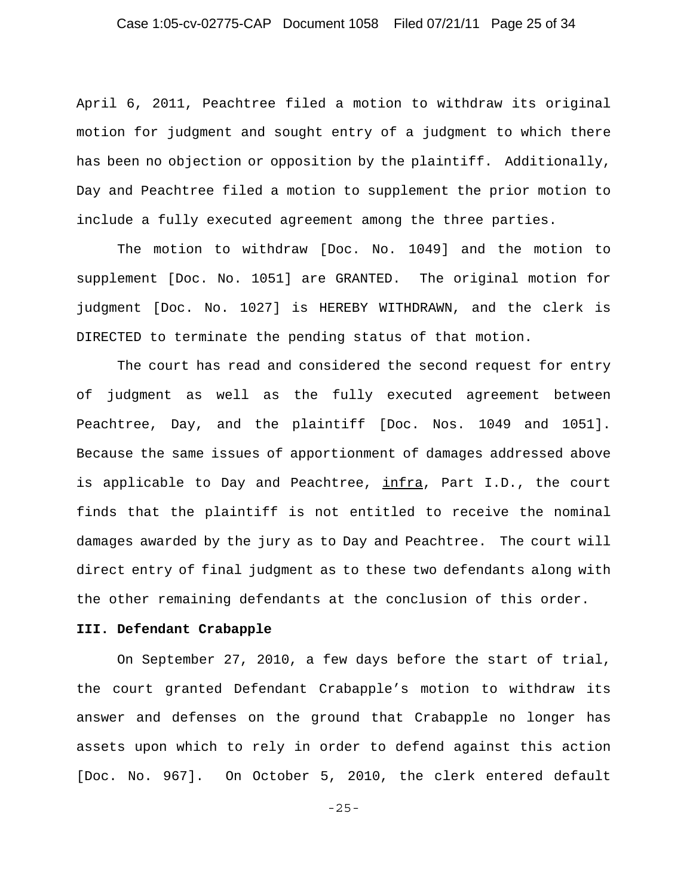April 6, 2011, Peachtree filed a motion to withdraw its original motion for judgment and sought entry of a judgment to which there has been no objection or opposition by the plaintiff. Additionally, Day and Peachtree filed a motion to supplement the prior motion to include a fully executed agreement among the three parties.

The motion to withdraw [Doc. No. 1049] and the motion to supplement [Doc. No. 1051] are GRANTED. The original motion for judgment [Doc. No. 1027] is HEREBY WITHDRAWN, and the clerk is DIRECTED to terminate the pending status of that motion.

The court has read and considered the second request for entry of judgment as well as the fully executed agreement between Peachtree, Day, and the plaintiff [Doc. Nos. 1049 and 1051]. Because the same issues of apportionment of damages addressed above is applicable to Day and Peachtree, infra, Part I.D., the court finds that the plaintiff is not entitled to receive the nominal damages awarded by the jury as to Day and Peachtree. The court will direct entry of final judgment as to these two defendants along with the other remaining defendants at the conclusion of this order.

**III. Defendant Crabapple**

On September 27, 2010, a few days before the start of trial, the court granted Defendant Crabapple's motion to withdraw its answer and defenses on the ground that Crabapple no longer has assets upon which to rely in order to defend against this action [Doc. No. 967]. On October 5, 2010, the clerk entered default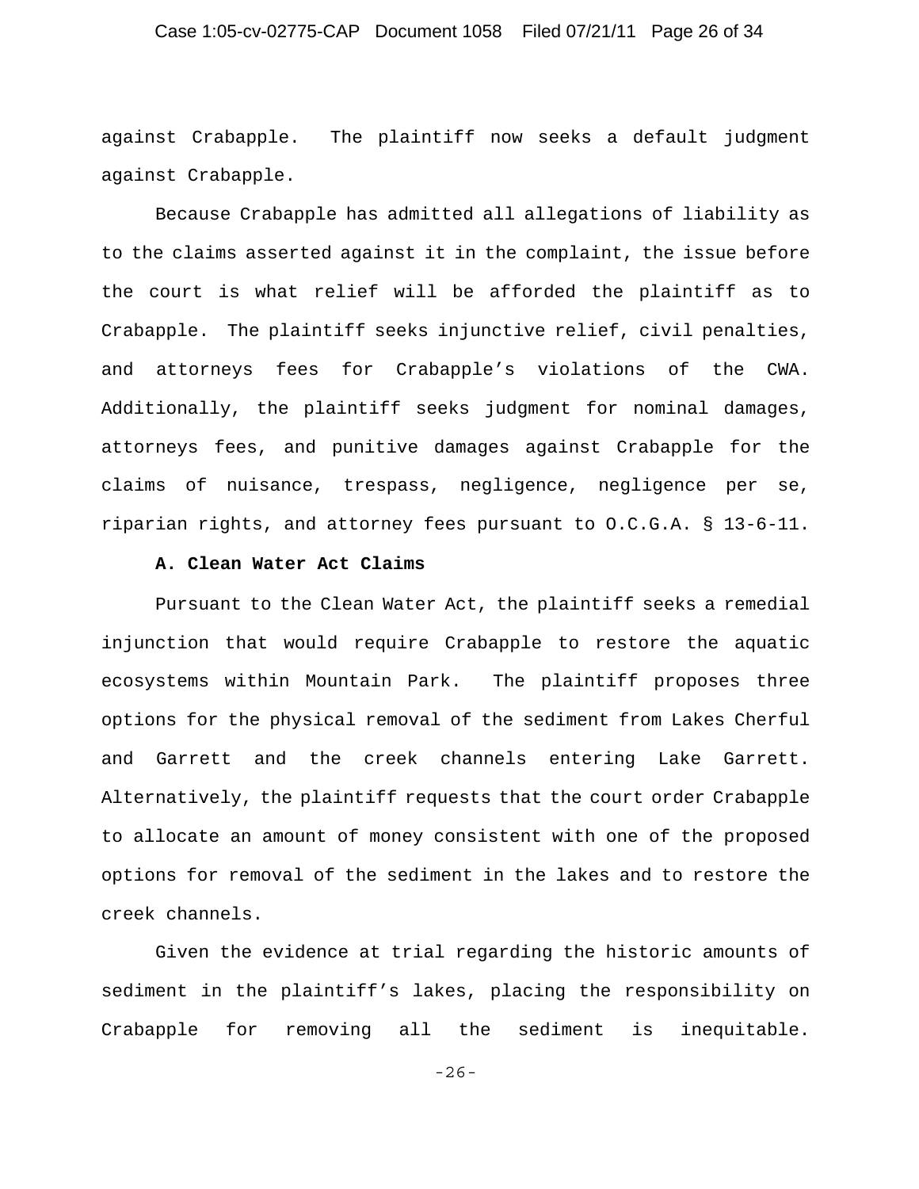against Crabapple. The plaintiff now seeks a default judgment against Crabapple.

Because Crabapple has admitted all allegations of liability as to the claims asserted against it in the complaint, the issue before the court is what relief will be afforded the plaintiff as to Crabapple. The plaintiff seeks injunctive relief, civil penalties, and attorneys fees for Crabapple's violations of the CWA. Additionally, the plaintiff seeks judgment for nominal damages, attorneys fees, and punitive damages against Crabapple for the claims of nuisance, trespass, negligence, negligence per se, riparian rights, and attorney fees pursuant to O.C.G.A. § 13-6-11.

**A. Clean Water Act Claims**

Pursuant to the Clean Water Act, the plaintiff seeks a remedial injunction that would require Crabapple to restore the aquatic ecosystems within Mountain Park. The plaintiff proposes three options for the physical removal of the sediment from Lakes Cherful and Garrett and the creek channels entering Lake Garrett. Alternatively, the plaintiff requests that the court order Crabapple to allocate an amount of money consistent with one of the proposed options for removal of the sediment in the lakes and to restore the creek channels.

Given the evidence at trial regarding the historic amounts of sediment in the plaintiff's lakes, placing the responsibility on Crabapple for removing all the sediment is inequitable.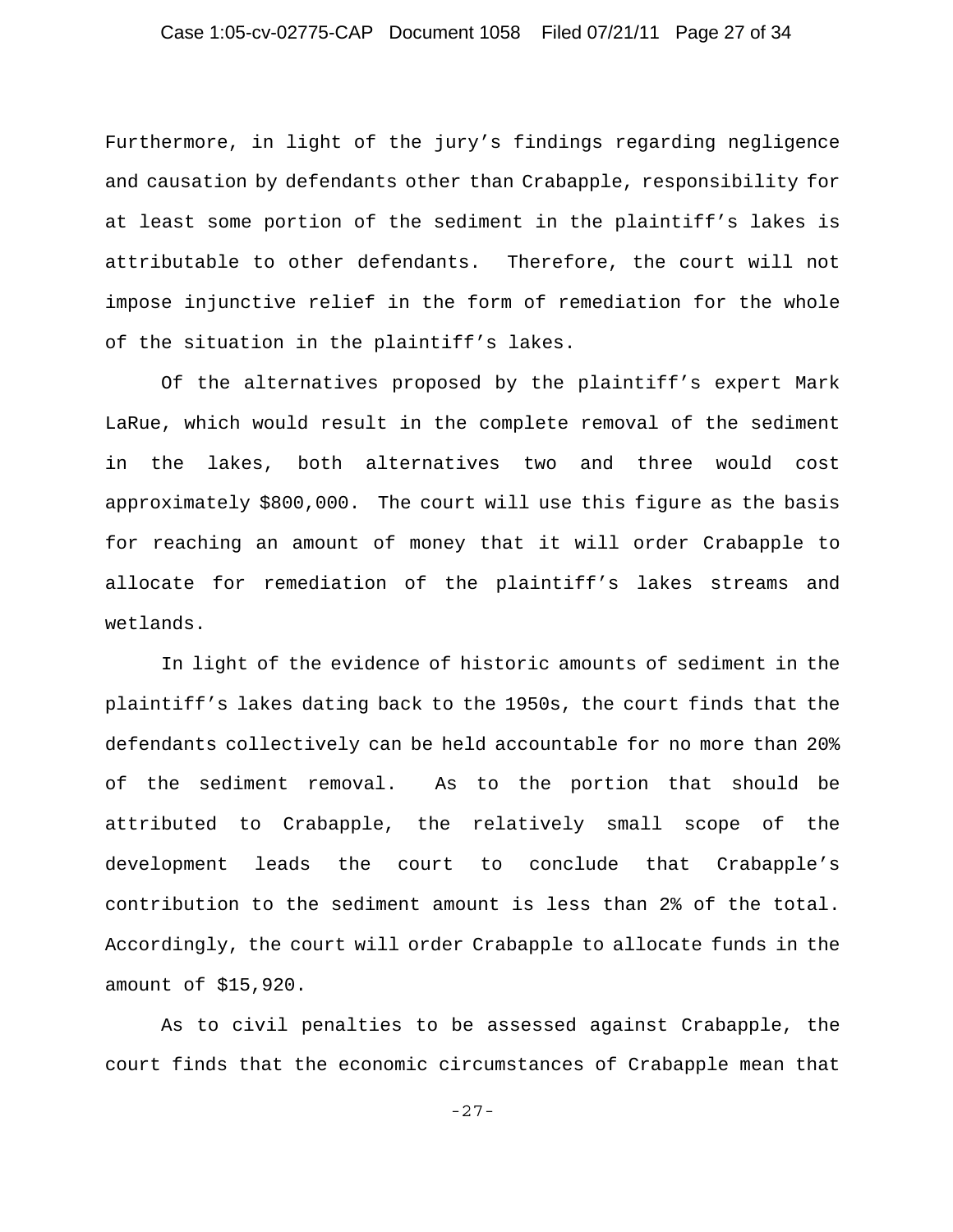Furthermore, in light of the jury's findings regarding negligence and causation by defendants other than Crabapple, responsibility for at least some portion of the sediment in the plaintiff's lakes is attributable to other defendants. Therefore, the court will not impose injunctive relief in the form of remediation for the whole of the situation in the plaintiff's lakes.

Of the alternatives proposed by the plaintiff's expert Mark LaRue, which would result in the complete removal of the sediment in the lakes, both alternatives two and three would cost approximately $800,000. The court will use this figure as the basis for reaching an amount of money that it will order Crabapple to allocate for remediation of the plaintiff's lakes streams and wetlands.

In light of the evidence of historic amounts of sediment in the plaintiff's lakes dating back to the 1950s, the court finds that the defendants collectively can be held accountable for no more than 20% of the sediment removal. As to the portion that should be attributed to Crabapple, the relatively small scope of the development leads the court to conclude that Crabapple's contribution to the sediment amount is less than 2% of the total. Accordingly, the court will order Crabapple to allocate funds in the amount of $15,920.

As to civil penalties to be assessed against Crabapple, the court finds that the economic circumstances of Crabapple mean that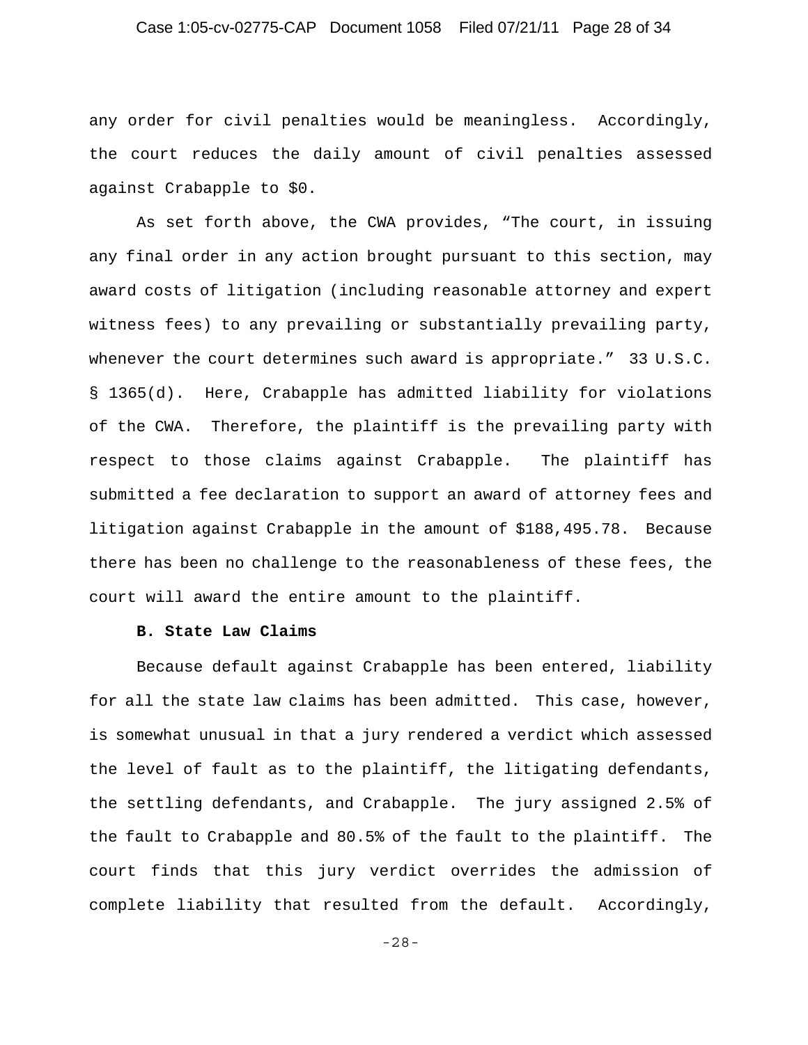any order for civil penalties would be meaningless. Accordingly, the court reduces the daily amount of civil penalties assessed against Crabapple to $0.

As set forth above, the CWA provides, "The court, in issuing any final order in any action brought pursuant to this section, may award costs of litigation (including reasonable attorney and expert witness fees) to any prevailing or substantially prevailing party, whenever the court determines such award is appropriate." 33 U.S.C. § 1365(d). Here, Crabapple has admitted liability for violations of the CWA. Therefore, the plaintiff is the prevailing party with respect to those claims against Crabapple. The plaintiff has submitted a fee declaration to support an award of attorney fees and litigation against Crabapple in the amount of $188,495.78. Because there has been no challenge to the reasonableness of these fees, the court will award the entire amount to the plaintiff.

**B. State Law Claims**

Because default against Crabapple has been entered, liability for all the state law claims has been admitted. This case, however, is somewhat unusual in that a jury rendered a verdict which assessed the level of fault as to the plaintiff, the litigating defendants, the settling defendants, and Crabapple. The jury assigned 2.5% of the fault to Crabapple and 80.5% of the fault to the plaintiff. The court finds that this jury verdict overrides the admission of complete liability that resulted from the default. Accordingly,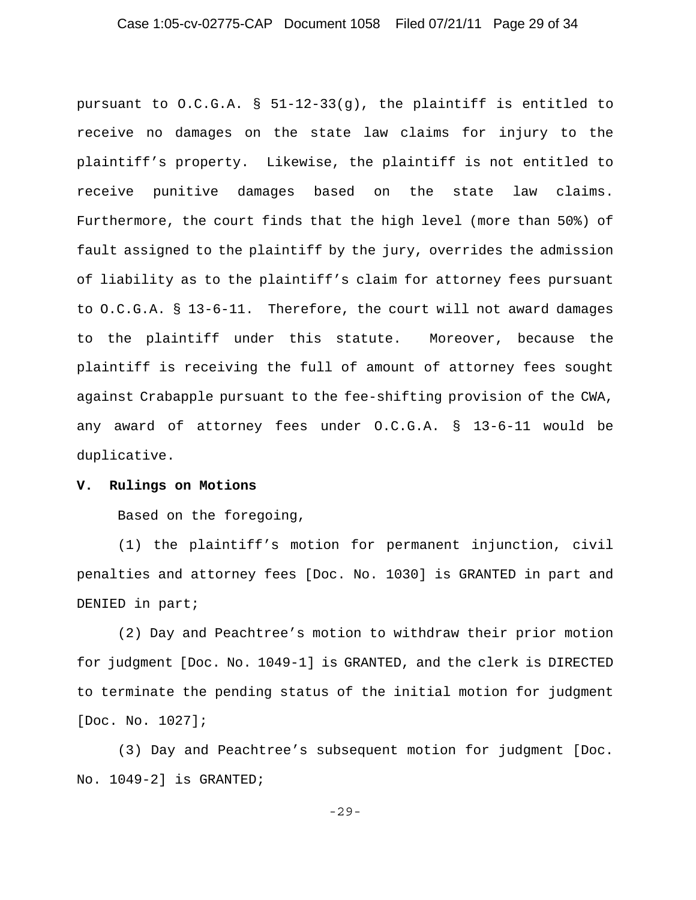pursuant to O.C.G.A. § 51-12-33(g), the plaintiff is entitled to receive no damages on the state law claims for injury to the plaintiff's property. Likewise, the plaintiff is not entitled to receive punitive damages based on the state law claims. Furthermore, the court finds that the high level (more than 50%) of fault assigned to the plaintiff by the jury, overrides the admission of liability as to the plaintiff's claim for attorney fees pursuant to O.C.G.A. § 13-6-11. Therefore, the court will not award damages to the plaintiff under this statute. Moreover, because the plaintiff is receiving the full of amount of attorney fees sought against Crabapple pursuant to the fee-shifting provision of the CWA, any award of attorney fees under O.C.G.A. § 13-6-11 would be duplicative.

**V. Rulings on Motions**

Based on the foregoing,

(1) the plaintiff's motion for permanent injunction, civil penalties and attorney fees [Doc. No. 1030] is GRANTED in part and DENIED in part;

(2) Day and Peachtree's motion to withdraw their prior motion for judgment [Doc. No. 1049-1] is GRANTED, and the clerk is DIRECTED to terminate the pending status of the initial motion for judgment [Doc. No. 1027];

(3) Day and Peachtree's subsequent motion for judgment [Doc. No. 1049-2] is GRANTED;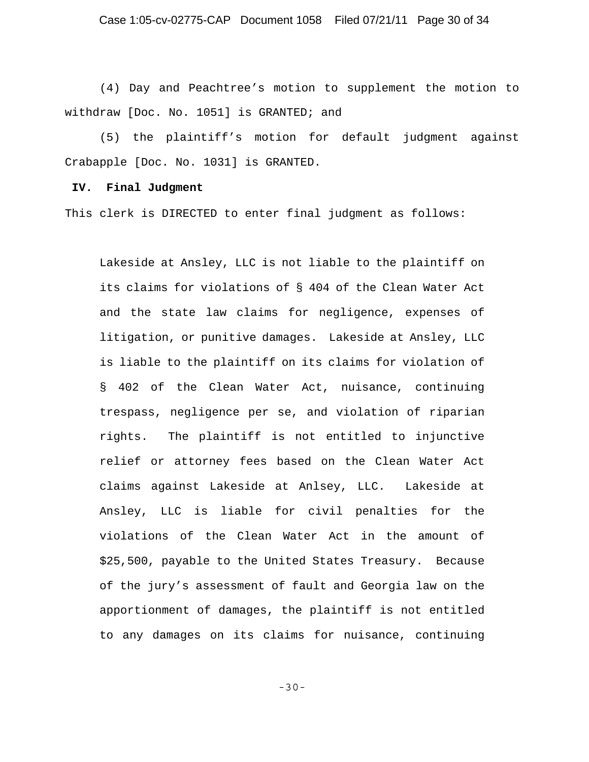(4) Day and Peachtree's motion to supplement the motion to withdraw [Doc. No. 1051] is GRANTED; and

(5) the plaintiff's motion for default judgment against Crabapple [Doc. No. 1031] is GRANTED.

## IV. Final Judgment

This clerk is DIRECTED to enter final judgment as follows:

> Lakeside at Ansley, LLC is not liable to the plaintiff on its claims for violations of § 404 of the Clean Water Act and the state law claims for negligence, expenses of litigation, or punitive damages. Lakeside at Ansley, LLC is liable to the plaintiff on its claims for violation of § 402 of the Clean Water Act, nuisance, continuing trespass, negligence per se, and violation of riparian rights. The plaintiff is not entitled to injunctive relief or attorney fees based on the Clean Water Act claims against Lakeside at Anlsey, LLC. Lakeside at Ansley, LLC is liable for civil penalties for the violations of the Clean Water Act in the amount of $25,500, payable to the United States Treasury. Because of the jury's assessment of fault and Georgia law on the apportionment of damages, the plaintiff is not entitled to any damages on its claims for nuisance, continuing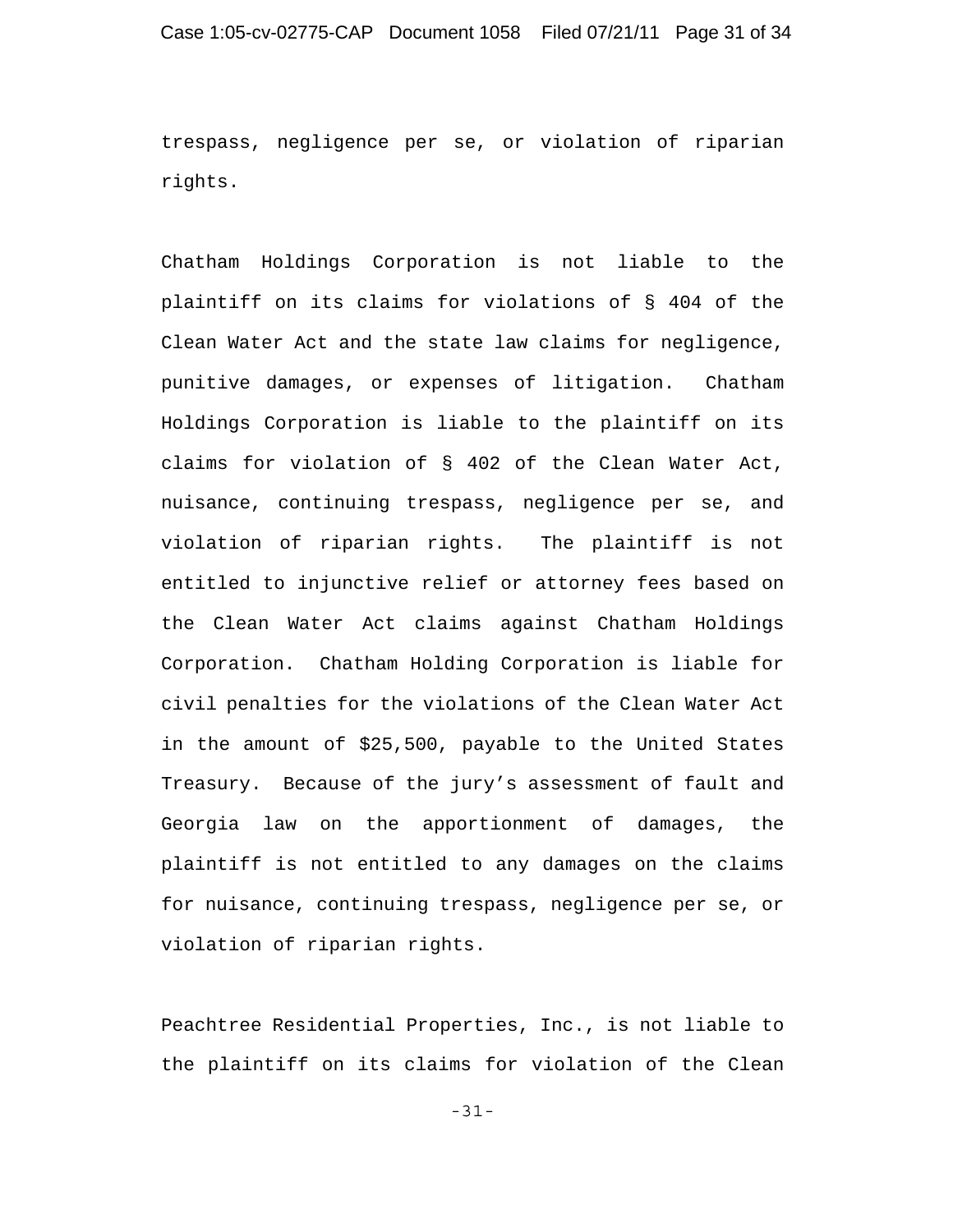trespass, negligence per se, or violation of riparian rights.

Chatham Holdings Corporation is not liable to the plaintiff on its claims for violations of § 404 of the Clean Water Act and the state law claims for negligence, punitive damages, or expenses of litigation. Chatham Holdings Corporation is liable to the plaintiff on its claims for violation of § 402 of the Clean Water Act, nuisance, continuing trespass, negligence per se, and violation of riparian rights. The plaintiff is not entitled to injunctive relief or attorney fees based on the Clean Water Act claims against Chatham Holdings Corporation. Chatham Holding Corporation is liable for civil penalties for the violations of the Clean Water Act in the amount of $25,500, payable to the United States Treasury. Because of the jury's assessment of fault and Georgia law on the apportionment of damages, the plaintiff is not entitled to any damages on the claims for nuisance, continuing trespass, negligence per se, or violation of riparian rights.

Peachtree Residential Properties, Inc., is not liable to the plaintiff on its claims for violation of the Clean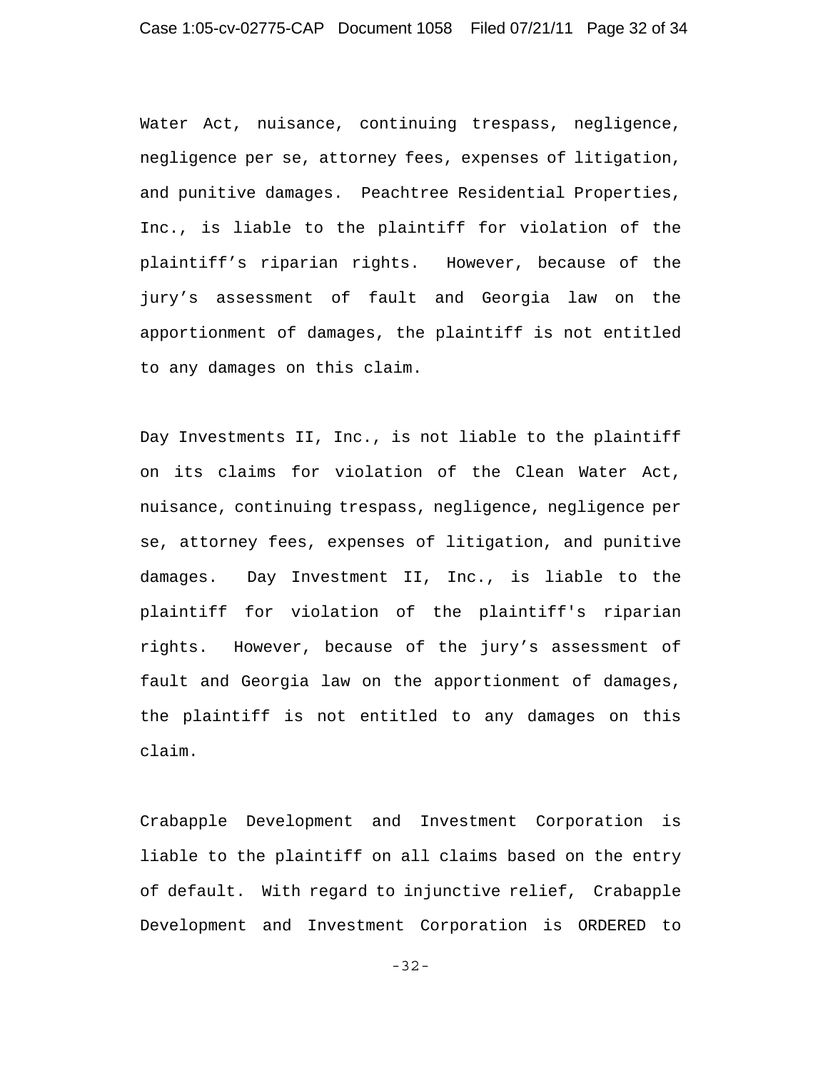Water Act, nuisance, continuing trespass, negligence, negligence per se, attorney fees, expenses of litigation, and punitive damages. Peachtree Residential Properties, Inc., is liable to the plaintiff for violation of the plaintiff's riparian rights. However, because of the jury's assessment of fault and Georgia law on the apportionment of damages, the plaintiff is not entitled to any damages on this claim.

Day Investments II, Inc., is not liable to the plaintiff on its claims for violation of the Clean Water Act, nuisance, continuing trespass, negligence, negligence per se, attorney fees, expenses of litigation, and punitive damages. Day Investment II, Inc., is liable to the plaintiff for violation of the plaintiff's riparian rights. However, because of the jury's assessment of fault and Georgia law on the apportionment of damages, the plaintiff is not entitled to any damages on this claim.

Crabapple Development and Investment Corporation is liable to the plaintiff on all claims based on the entry of default. With regard to injunctive relief, Crabapple Development and Investment Corporation is ORDERED to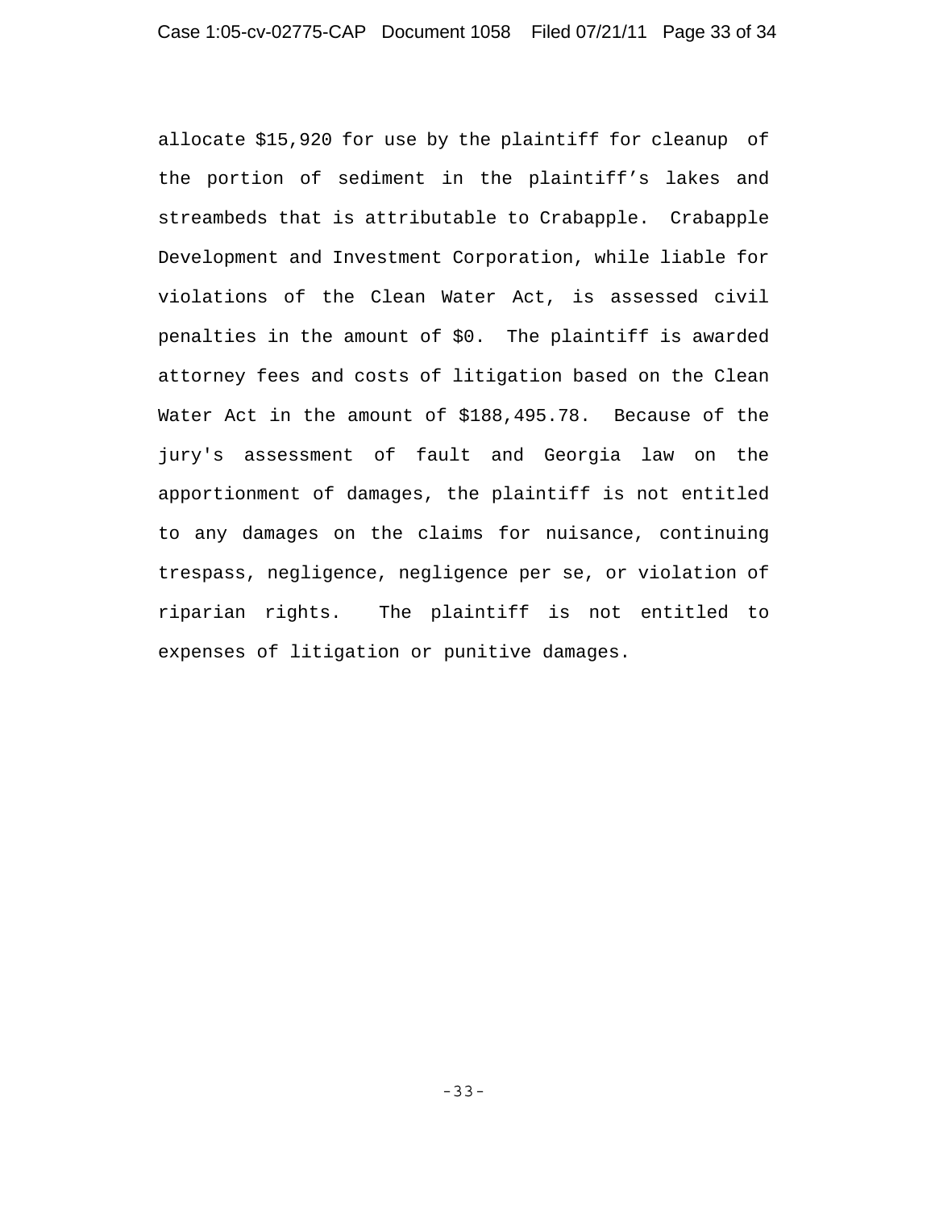allocate $15,920 for use by the plaintiff for cleanup of the portion of sediment in the plaintiff's lakes and streambeds that is attributable to Crabapple. Crabapple Development and Investment Corporation, while liable for violations of the Clean Water Act, is assessed civil penalties in the amount of $0. The plaintiff is awarded attorney fees and costs of litigation based on the Clean Water Act in the amount of $188,495.78. Because of the jury's assessment of fault and Georgia law on the apportionment of damages, the plaintiff is not entitled to any damages on the claims for nuisance, continuing trespass, negligence, negligence per se, or violation of riparian rights. The plaintiff is not entitled to expenses of litigation or punitive damages.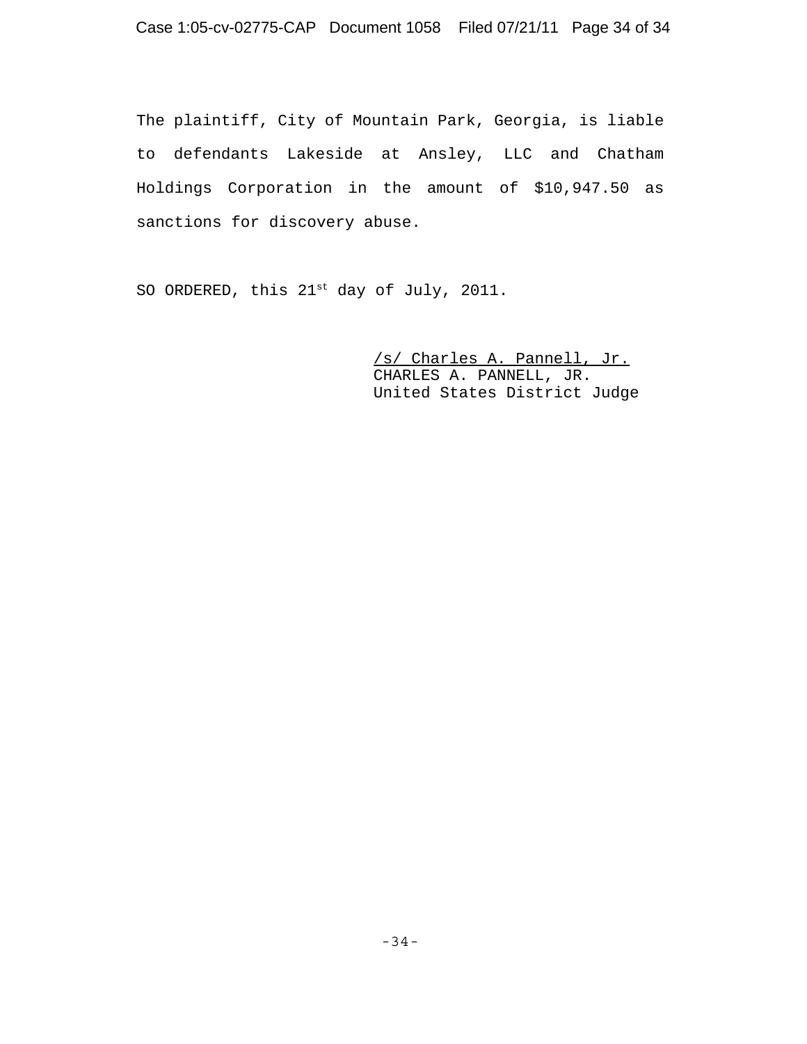The plaintiff, City of Mountain Park, Georgia, is liable to defendants Lakeside at Ansley, LLC and Chatham Holdings Corporation in the amount of $10,947.50 as sanctions for discovery abuse.

SO ORDERED, this 21st day of July, 2011.

/s/ Charles A. Pannell, Jr.
CHARLES A. PANNELL, JR.
United States District Judge